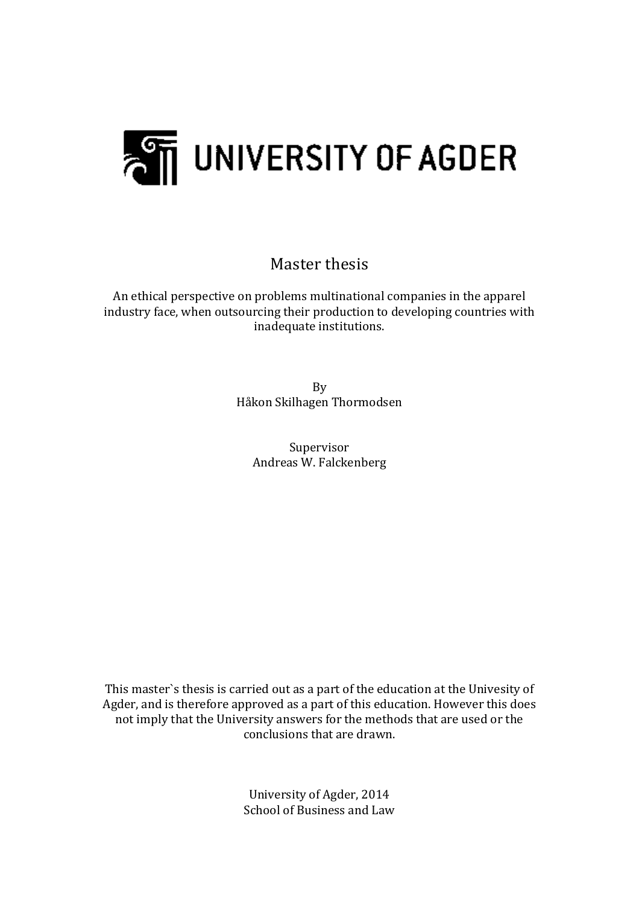UNIVERSITY OF AGDER

# Master thesis

An ethical perspective on problems multinational companies in the apparel industry face, when outsourcing their production to developing countries with inadequate institutions.

By
Håkon Skilhagen Thormodsen

Supervisor
Andreas W. Falckenberg

This master`s thesis is carried out as a part of the education at the Univesity of Agder, and is therefore approved as a part of this education. However this does not imply that the University answers for the methods that are used or the conclusions that are drawn.

University of Agder, 2014
School of Business and Law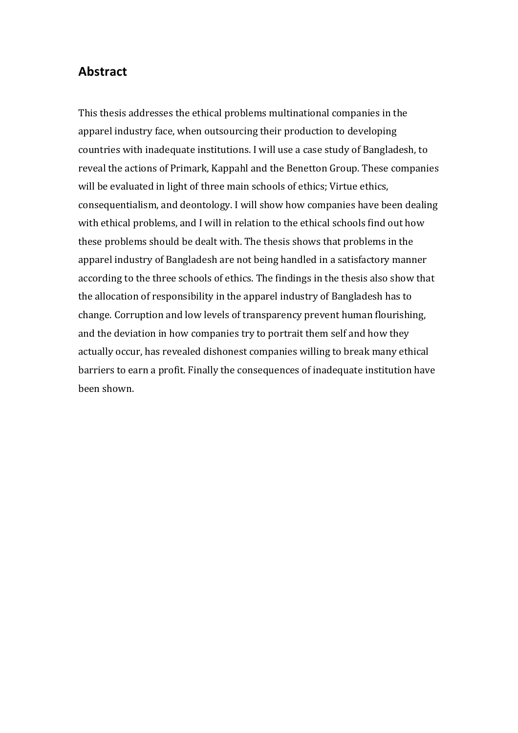## Abstract

This thesis addresses the ethical problems multinational companies in the apparel industry face, when outsourcing their production to developing countries with inadequate institutions. I will use a case study of Bangladesh, to reveal the actions of Primark, Kappahl and the Benetton Group. These companies will be evaluated in light of three main schools of ethics; Virtue ethics, consequentialism, and deontology. I will show how companies have been dealing with ethical problems, and I will in relation to the ethical schools find out how these problems should be dealt with. The thesis shows that problems in the apparel industry of Bangladesh are not being handled in a satisfactory manner according to the three schools of ethics. The findings in the thesis also show that the allocation of responsibility in the apparel industry of Bangladesh has to change. Corruption and low levels of transparency prevent human flourishing, and the deviation in how companies try to portrait them self and how they actually occur, has revealed dishonest companies willing to break many ethical barriers to earn a profit. Finally the consequences of inadequate institution have been shown.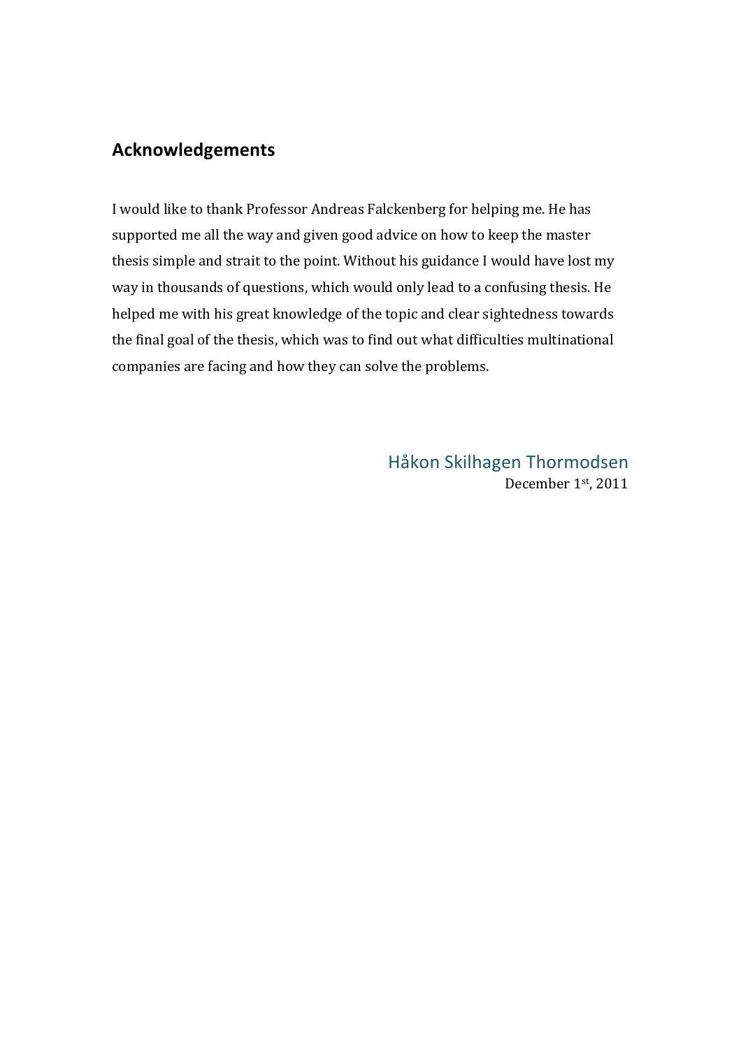## Acknowledgements

I would like to thank Professor Andreas Falckenberg for helping me. He has supported me all the way and given good advice on how to keep the master thesis simple and strait to the point. Without his guidance I would have lost my way in thousands of questions, which would only lead to a confusing thesis. He helped me with his great knowledge of the topic and clear sightedness towards the final goal of the thesis, which was to find out what difficulties multinational companies are facing and how they can solve the problems.

Håkon Skilhagen Thormodsen
December 1st, 2011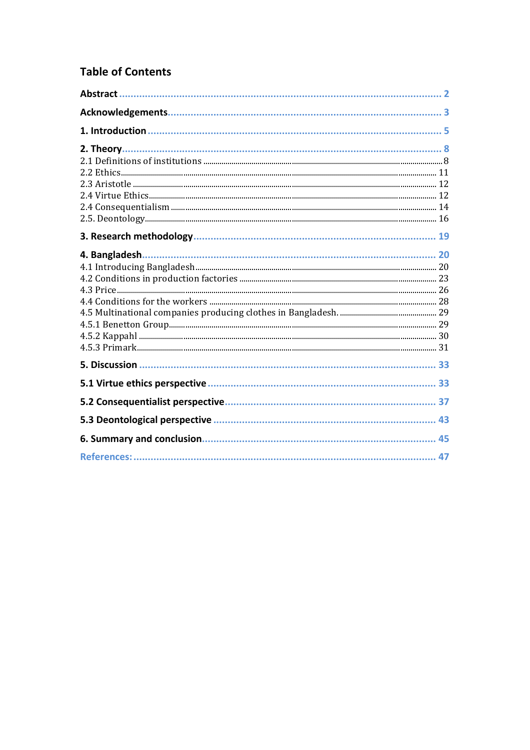# Table of Contents

**Abstract** ..... 2

**Acknowledgements** ..... 3

**1. Introduction** ..... 5

**2. Theory** ..... 8

2.1 Definitions of institutions ..... 8

2.2 Ethics ..... 11

2.3 Aristotle ..... 12

2.4 Virtue Ethics ..... 12

2.4 Consequentialism ..... 14

2.5. Deontology ..... 16

**3. Research methodology** ..... 19

**4. Bangladesh** ..... 20

4.1 Introducing Bangladesh ..... 20

4.2 Conditions in production factories ..... 23

4.3 Price ..... 26

4.4 Conditions for the workers ..... 28

4.5 Multinational companies producing clothes in Bangladesh. ..... 29

4.5.1 Benetton Group ..... 29

4.5.2 Kappahl ..... 30

4.5.3 Primark ..... 31

**5. Discussion** ..... 33

**5.1 Virtue ethics perspective** ..... 33

**5.2 Consequentialist perspective** ..... 37

**5.3 Deontological perspective** ..... 43

**6. Summary and conclusion** ..... 45

**References:** ..... 47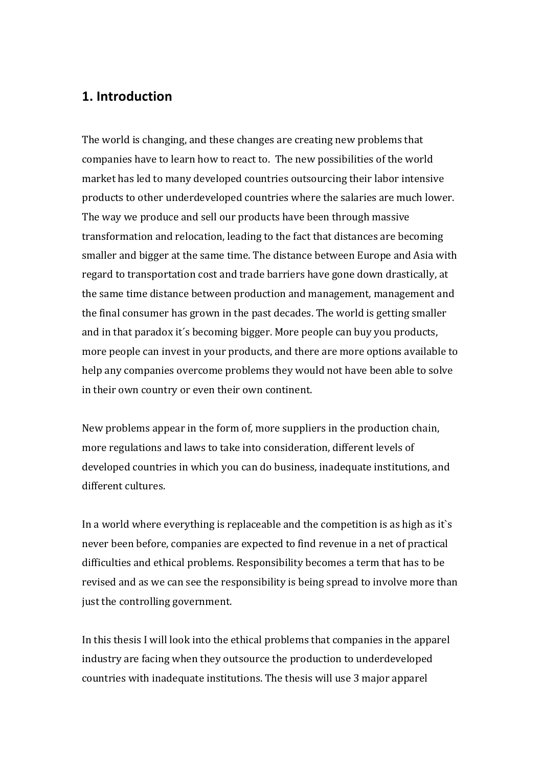## 1. Introduction

The world is changing, and these changes are creating new problems that companies have to learn how to react to. The new possibilities of the world market has led to many developed countries outsourcing their labor intensive products to other underdeveloped countries where the salaries are much lower. The way we produce and sell our products have been through massive transformation and relocation, leading to the fact that distances are becoming smaller and bigger at the same time. The distance between Europe and Asia with regard to transportation cost and trade barriers have gone down drastically, at the same time distance between production and management, management and the final consumer has grown in the past decades. The world is getting smaller and in that paradox it´s becoming bigger. More people can buy you products, more people can invest in your products, and there are more options available to help any companies overcome problems they would not have been able to solve in their own country or even their own continent.

New problems appear in the form of, more suppliers in the production chain, more regulations and laws to take into consideration, different levels of developed countries in which you can do business, inadequate institutions, and different cultures.

In a world where everything is replaceable and the competition is as high as it`s never been before, companies are expected to find revenue in a net of practical difficulties and ethical problems. Responsibility becomes a term that has to be revised and as we can see the responsibility is being spread to involve more than just the controlling government.

In this thesis I will look into the ethical problems that companies in the apparel industry are facing when they outsource the production to underdeveloped countries with inadequate institutions. The thesis will use 3 major apparel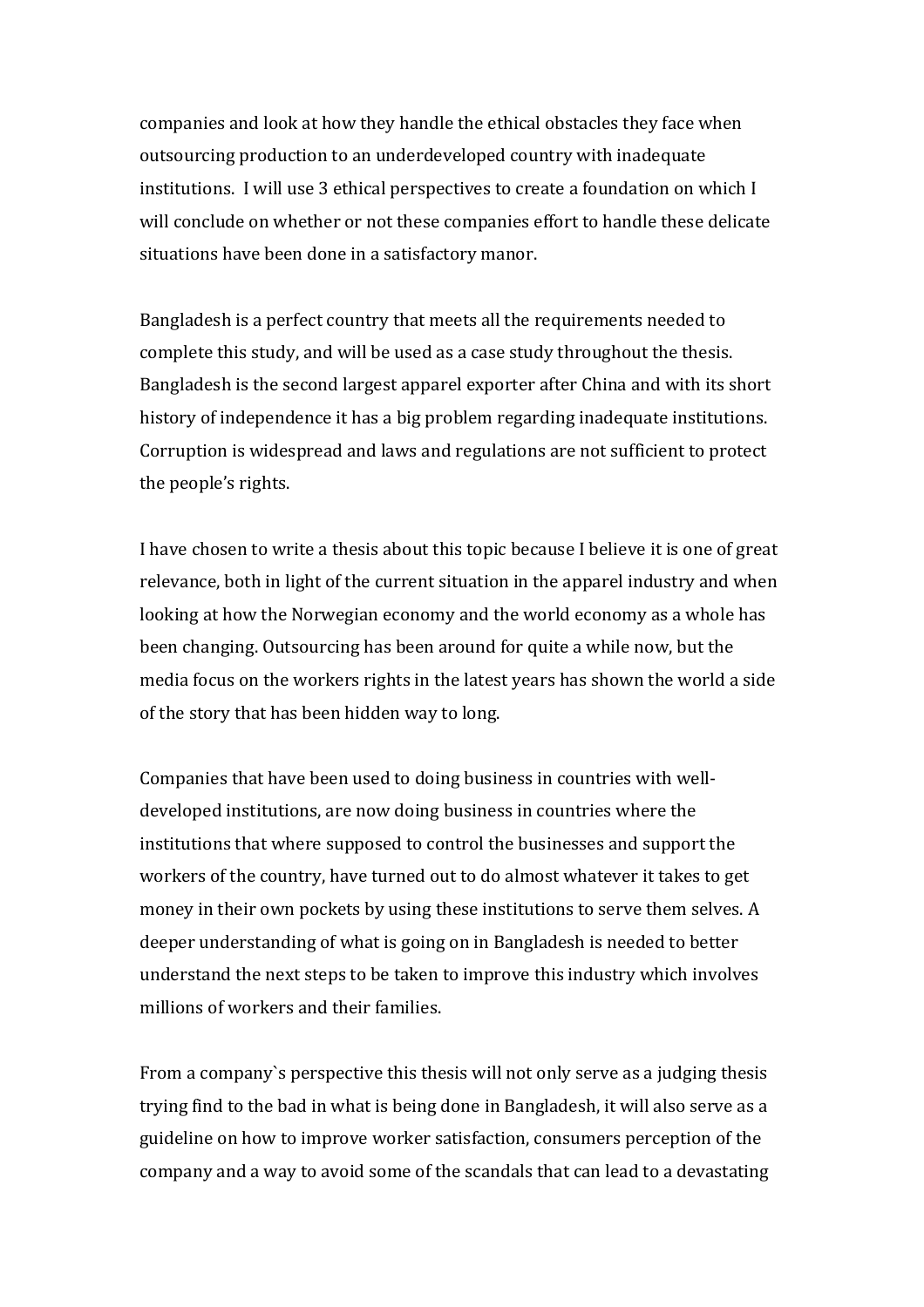companies and look at how they handle the ethical obstacles they face when outsourcing production to an underdeveloped country with inadequate institutions. I will use 3 ethical perspectives to create a foundation on which I will conclude on whether or not these companies effort to handle these delicate situations have been done in a satisfactory manor.

Bangladesh is a perfect country that meets all the requirements needed to complete this study, and will be used as a case study throughout the thesis. Bangladesh is the second largest apparel exporter after China and with its short history of independence it has a big problem regarding inadequate institutions. Corruption is widespread and laws and regulations are not sufficient to protect the people's rights.

I have chosen to write a thesis about this topic because I believe it is one of great relevance, both in light of the current situation in the apparel industry and when looking at how the Norwegian economy and the world economy as a whole has been changing. Outsourcing has been around for quite a while now, but the media focus on the workers rights in the latest years has shown the world a side of the story that has been hidden way to long.

Companies that have been used to doing business in countries with well-developed institutions, are now doing business in countries where the institutions that where supposed to control the businesses and support the workers of the country, have turned out to do almost whatever it takes to get money in their own pockets by using these institutions to serve them selves. A deeper understanding of what is going on in Bangladesh is needed to better understand the next steps to be taken to improve this industry which involves millions of workers and their families.

From a company`s perspective this thesis will not only serve as a judging thesis trying find to the bad in what is being done in Bangladesh, it will also serve as a guideline on how to improve worker satisfaction, consumers perception of the company and a way to avoid some of the scandals that can lead to a devastating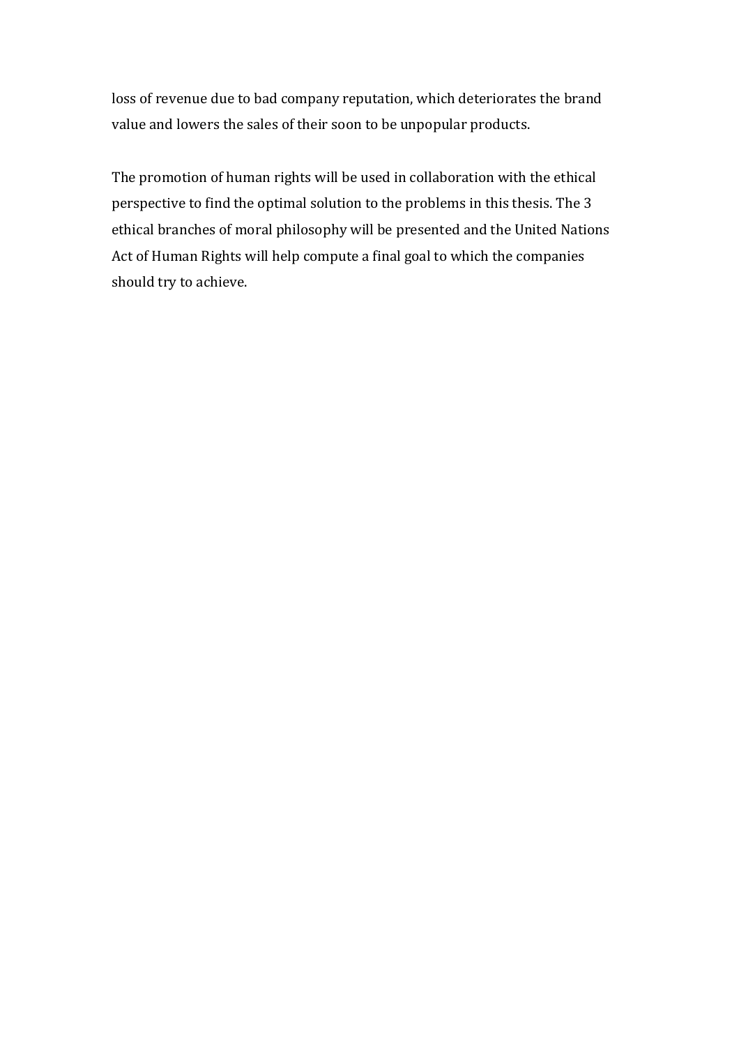loss of revenue due to bad company reputation, which deteriorates the brand value and lowers the sales of their soon to be unpopular products.

The promotion of human rights will be used in collaboration with the ethical perspective to find the optimal solution to the problems in this thesis. The 3 ethical branches of moral philosophy will be presented and the United Nations Act of Human Rights will help compute a final goal to which the companies should try to achieve.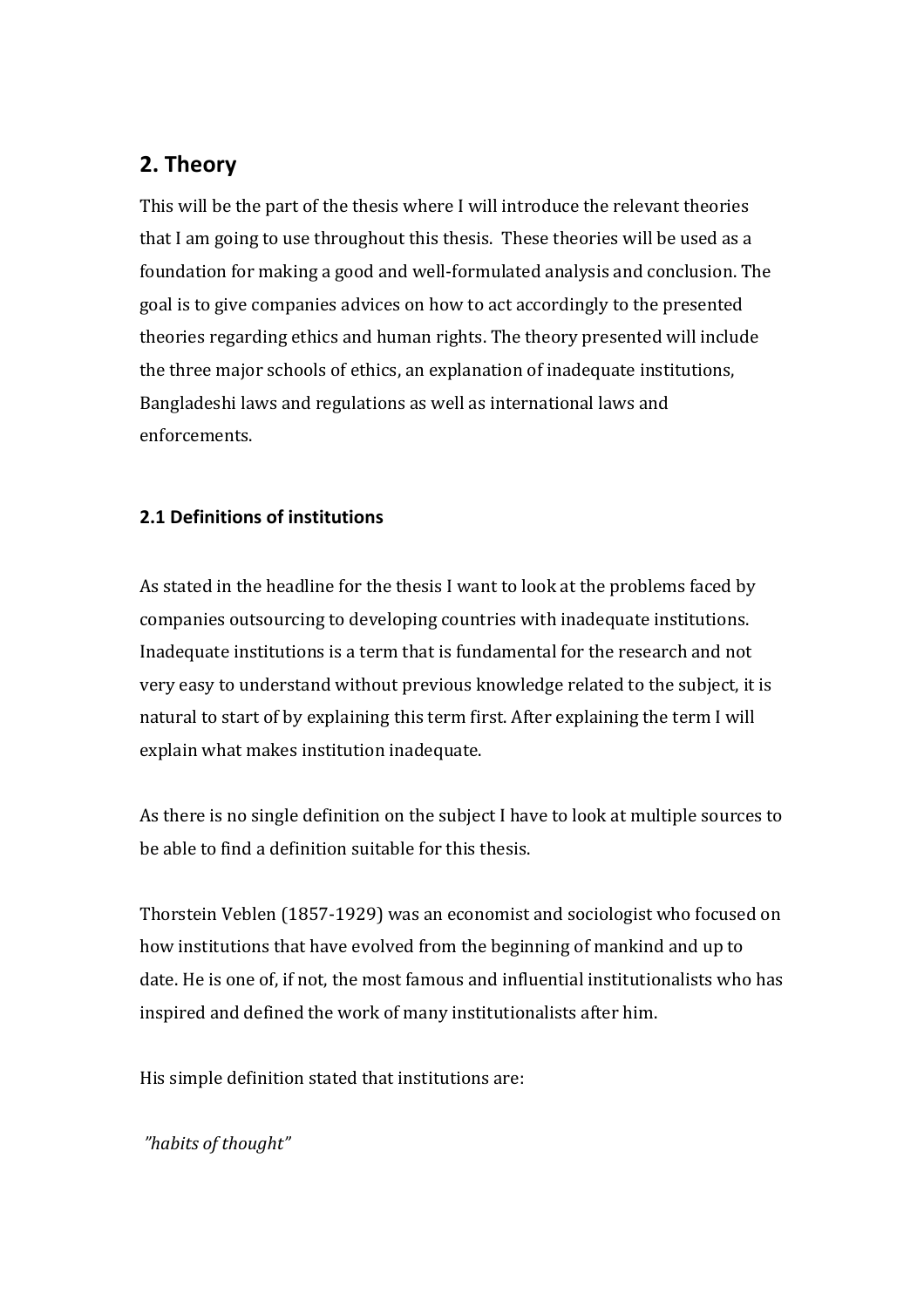## 2. Theory

This will be the part of the thesis where I will introduce the relevant theories that I am going to use throughout this thesis. These theories will be used as a foundation for making a good and well-formulated analysis and conclusion. The goal is to give companies advices on how to act accordingly to the presented theories regarding ethics and human rights. The theory presented will include the three major schools of ethics, an explanation of inadequate institutions, Bangladeshi laws and regulations as well as international laws and enforcements.

### 2.1 Definitions of institutions

As stated in the headline for the thesis I want to look at the problems faced by companies outsourcing to developing countries with inadequate institutions. Inadequate institutions is a term that is fundamental for the research and not very easy to understand without previous knowledge related to the subject, it is natural to start of by explaining this term first. After explaining the term I will explain what makes institution inadequate.

As there is no single definition on the subject I have to look at multiple sources to be able to find a definition suitable for this thesis.

Thorstein Veblen (1857-1929) was an economist and sociologist who focused on how institutions that have evolved from the beginning of mankind and up to date. He is one of, if not, the most famous and influential institutionalists who has inspired and defined the work of many institutionalists after him.

His simple definition stated that institutions are:

*"habits of thought"*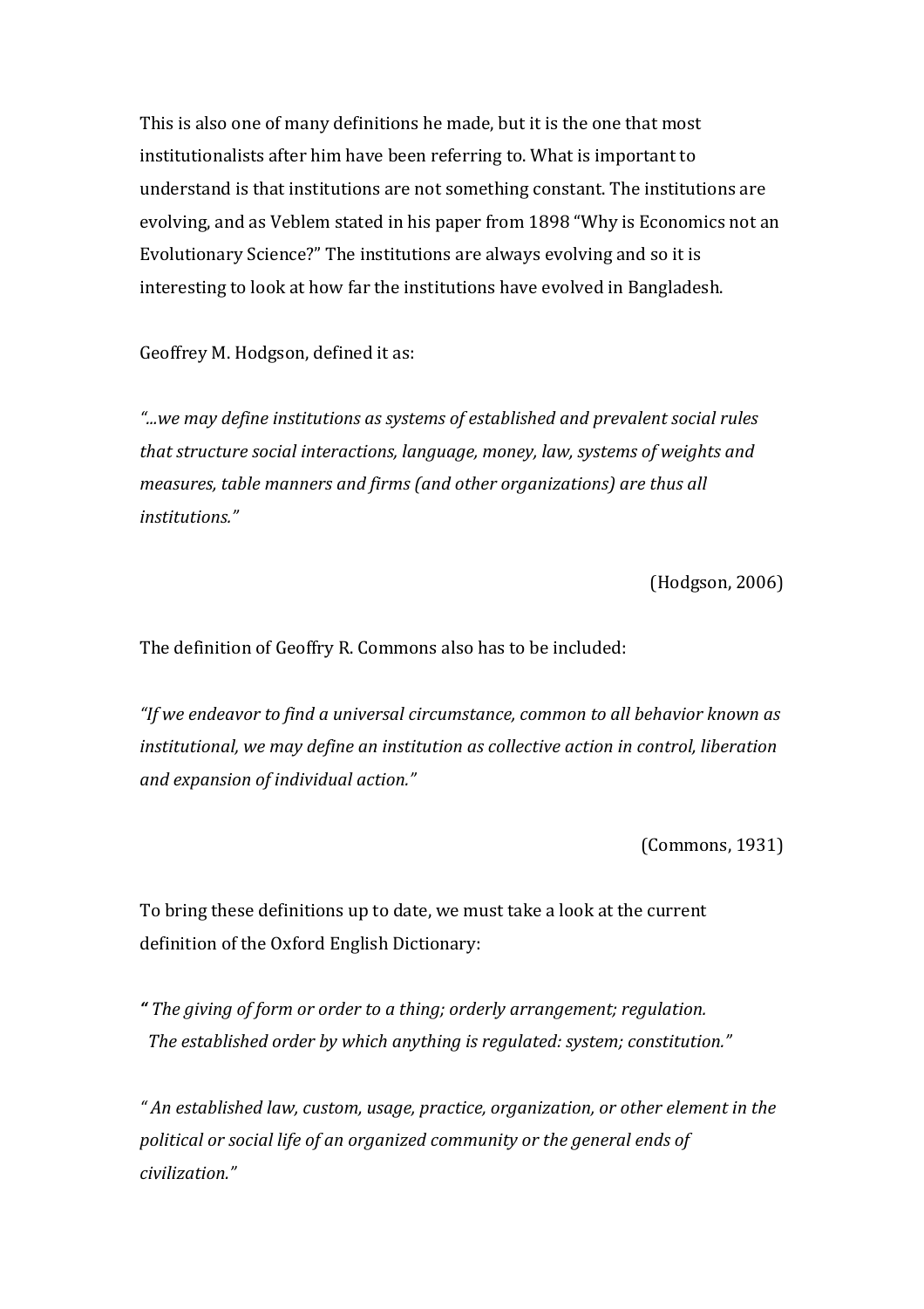This is also one of many definitions he made, but it is the one that most institutionalists after him have been referring to. What is important to understand is that institutions are not something constant. The institutions are evolving, and as Veblem stated in his paper from 1898 "Why is Economics not an Evolutionary Science?" The institutions are always evolving and so it is interesting to look at how far the institutions have evolved in Bangladesh.

Geoffrey M. Hodgson, defined it as:

*"...we may define institutions as systems of established and prevalent social rules that structure social interactions, language, money, law, systems of weights and measures, table manners and firms (and other organizations) are thus all institutions."*

(Hodgson, 2006)

The definition of Geoffry R. Commons also has to be included:

*"If we endeavor to find a universal circumstance, common to all behavior known as institutional, we may define an institution as collective action in control, liberation and expansion of individual action."*

(Commons, 1931)

To bring these definitions up to date, we must take a look at the current definition of the Oxford English Dictionary:

***"*** *The giving of form or order to a thing; orderly arrangement; regulation. The established order by which anything is regulated: system; constitution."*

*" An established law, custom, usage, practice, organization, or other element in the political or social life of an organized community or the general ends of civilization."*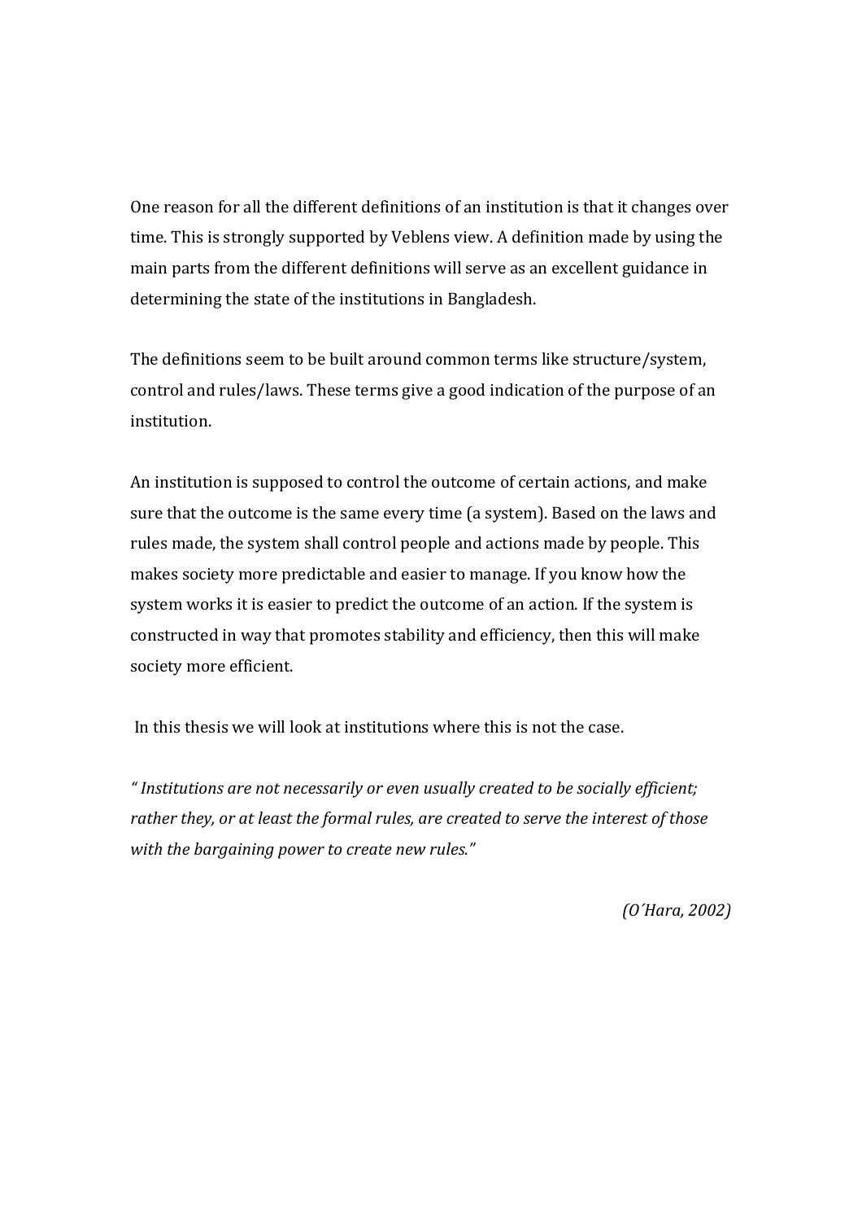One reason for all the different definitions of an institution is that it changes over time. This is strongly supported by Veblens view. A definition made by using the main parts from the different definitions will serve as an excellent guidance in determining the state of the institutions in Bangladesh.

The definitions seem to be built around common terms like structure/system, control and rules/laws. These terms give a good indication of the purpose of an institution.

An institution is supposed to control the outcome of certain actions, and make sure that the outcome is the same every time (a system). Based on the laws and rules made, the system shall control people and actions made by people. This makes society more predictable and easier to manage. If you know how the system works it is easier to predict the outcome of an action. If the system is constructed in way that promotes stability and efficiency, then this will make society more efficient.

In this thesis we will look at institutions where this is not the case.

*" Institutions are not necessarily or even usually created to be socially efficient; rather they, or at least the formal rules, are created to serve the interest of those with the bargaining power to create new rules."*

*(O´Hara, 2002)*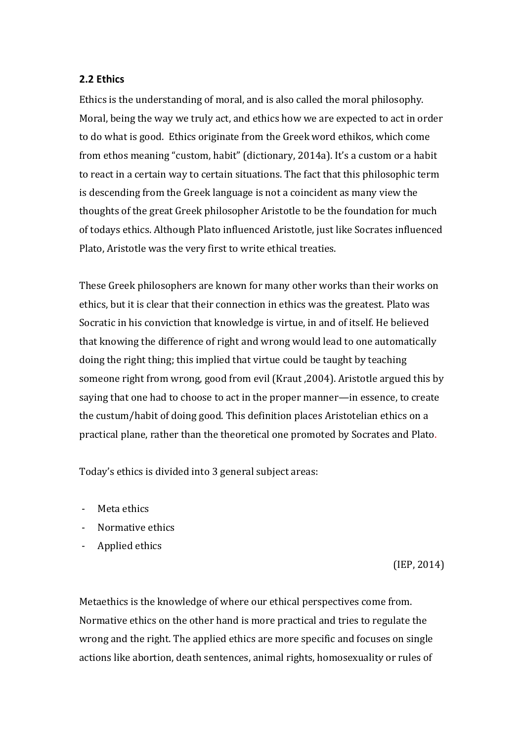## 2.2 Ethics

Ethics is the understanding of moral, and is also called the moral philosophy. Moral, being the way we truly act, and ethics how we are expected to act in order to do what is good. Ethics originate from the Greek word ethikos, which come from ethos meaning "custom, habit" (dictionary, 2014a). It's a custom or a habit to react in a certain way to certain situations. The fact that this philosophic term is descending from the Greek language is not a coincident as many view the thoughts of the great Greek philosopher Aristotle to be the foundation for much of todays ethics. Although Plato influenced Aristotle, just like Socrates influenced Plato, Aristotle was the very first to write ethical treaties.

These Greek philosophers are known for many other works than their works on ethics, but it is clear that their connection in ethics was the greatest. Plato was Socratic in his conviction that knowledge is virtue, in and of itself. He believed that knowing the difference of right and wrong would lead to one automatically doing the right thing; this implied that virtue could be taught by teaching someone right from wrong, good from evil (Kraut ,2004). Aristotle argued this by saying that one had to choose to act in the proper manner—in essence, to create the custum/habit of doing good. This definition places Aristotelian ethics on a practical plane, rather than the theoretical one promoted by Socrates and Plato.

Today's ethics is divided into 3 general subject areas:

- Meta ethics
- Normative ethics
- Applied ethics

(IEP, 2014)

Metaethics is the knowledge of where our ethical perspectives come from. Normative ethics on the other hand is more practical and tries to regulate the wrong and the right. The applied ethics are more specific and focuses on single actions like abortion, death sentences, animal rights, homosexuality or rules of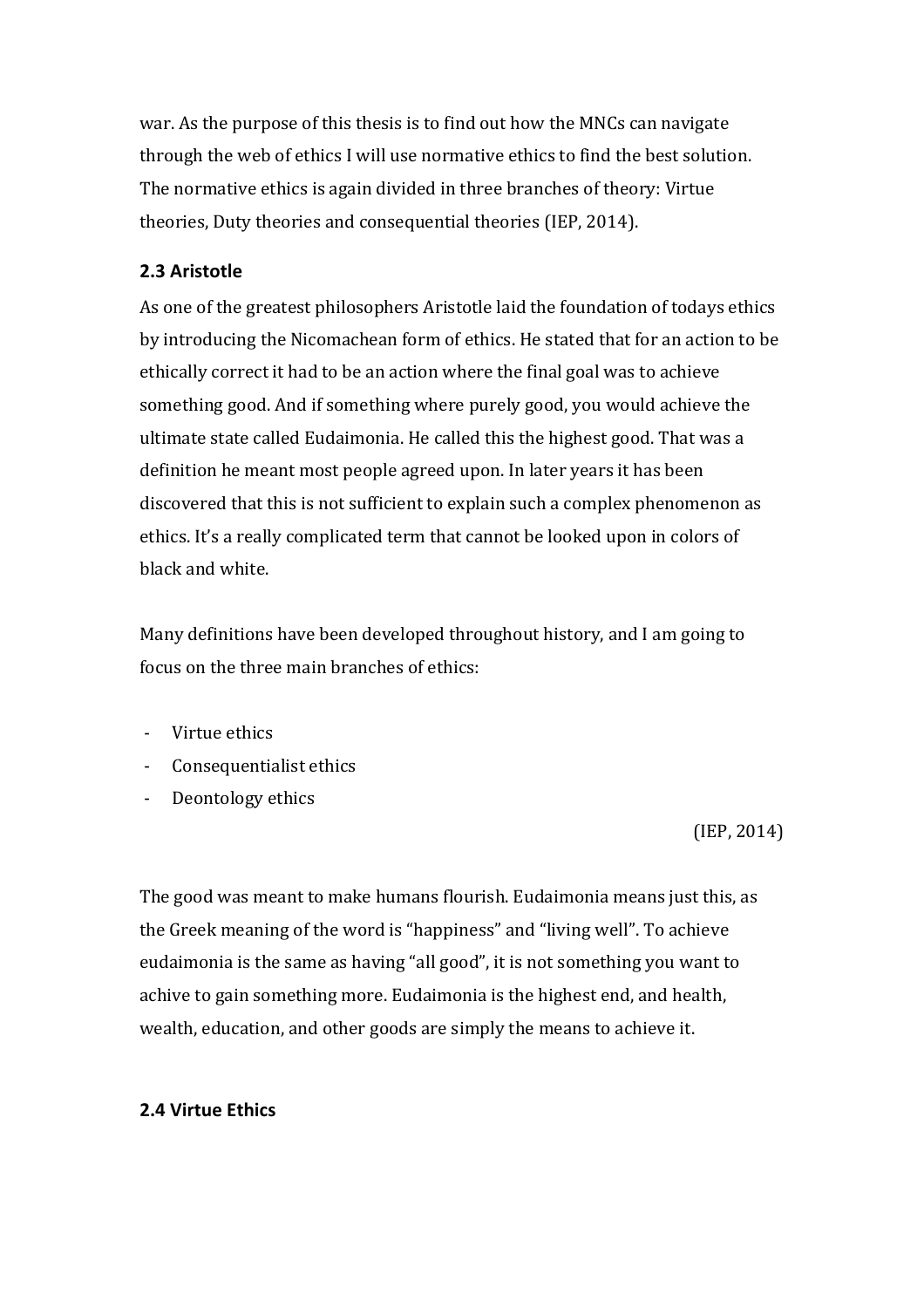war. As the purpose of this thesis is to find out how the MNCs can navigate through the web of ethics I will use normative ethics to find the best solution. The normative ethics is again divided in three branches of theory: Virtue theories, Duty theories and consequential theories (IEP, 2014).

### 2.3 Aristotle

As one of the greatest philosophers Aristotle laid the foundation of todays ethics by introducing the Nicomachean form of ethics. He stated that for an action to be ethically correct it had to be an action where the final goal was to achieve something good. And if something where purely good, you would achieve the ultimate state called Eudaimonia. He called this the highest good. That was a definition he meant most people agreed upon. In later years it has been discovered that this is not sufficient to explain such a complex phenomenon as ethics. It's a really complicated term that cannot be looked upon in colors of black and white.

Many definitions have been developed throughout history, and I am going to focus on the three main branches of ethics:

- Virtue ethics
- Consequentialist ethics
- Deontology ethics

(IEP, 2014)

The good was meant to make humans flourish. Eudaimonia means just this, as the Greek meaning of the word is "happiness" and "living well". To achieve eudaimonia is the same as having "all good", it is not something you want to achive to gain something more. Eudaimonia is the highest end, and health, wealth, education, and other goods are simply the means to achieve it.

### 2.4 Virtue Ethics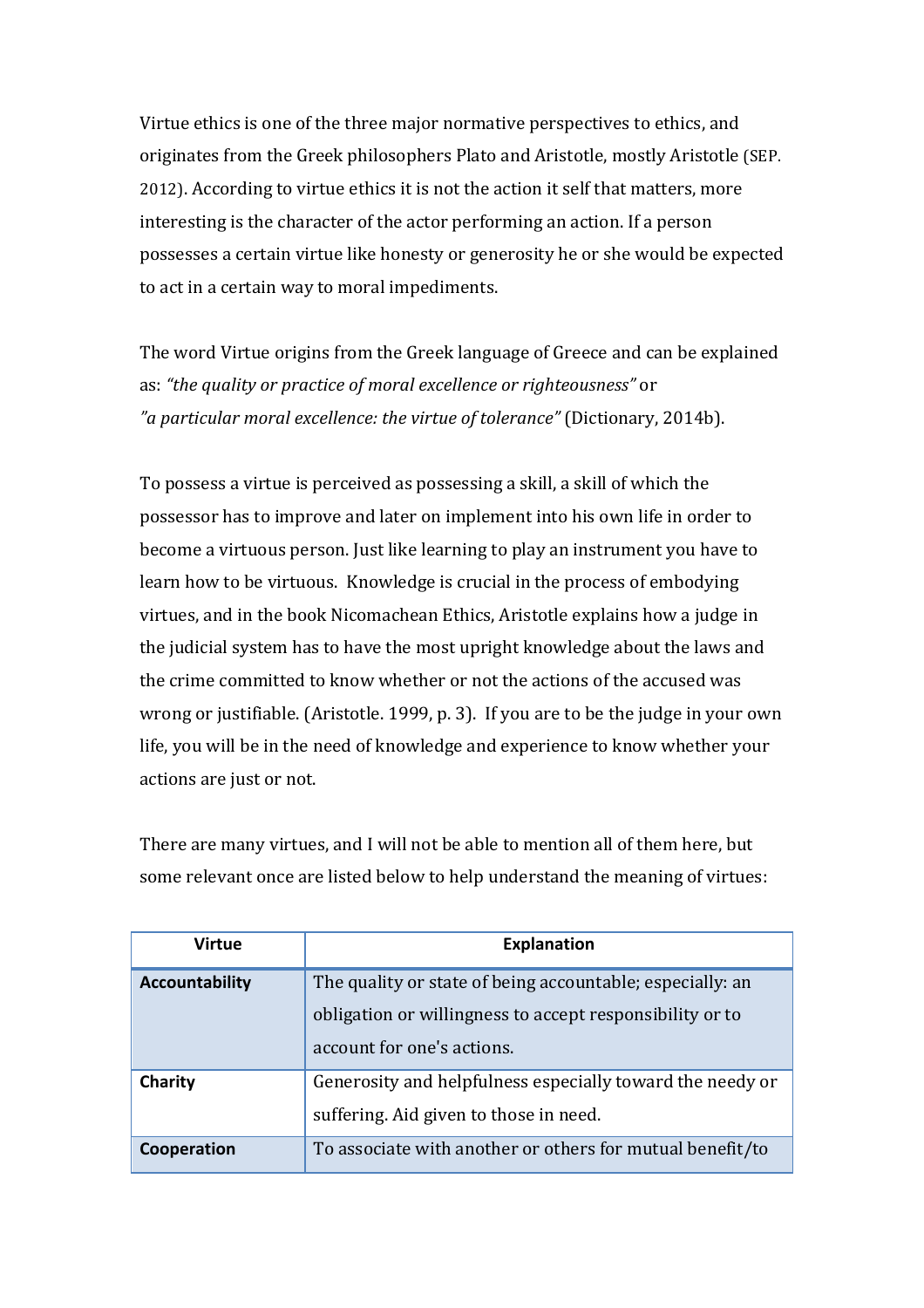Virtue ethics is one of the three major normative perspectives to ethics, and originates from the Greek philosophers Plato and Aristotle, mostly Aristotle (SEP. 2012). According to virtue ethics it is not the action it self that matters, more interesting is the character of the actor performing an action. If a person possesses a certain virtue like honesty or generosity he or she would be expected to act in a certain way to moral impediments.

The word Virtue origins from the Greek language of Greece and can be explained as: *"the quality or practice of moral excellence or righteousness"* or *"a particular moral excellence: the virtue of tolerance"* (Dictionary, 2014b).

To possess a virtue is perceived as possessing a skill, a skill of which the possessor has to improve and later on implement into his own life in order to become a virtuous person. Just like learning to play an instrument you have to learn how to be virtuous. Knowledge is crucial in the process of embodying virtues, and in the book Nicomachean Ethics, Aristotle explains how a judge in the judicial system has to have the most upright knowledge about the laws and the crime committed to know whether or not the actions of the accused was wrong or justifiable. (Aristotle. 1999, p. 3). If you are to be the judge in your own life, you will be in the need of knowledge and experience to know whether your actions are just or not.

There are many virtues, and I will not be able to mention all of them here, but some relevant once are listed below to help understand the meaning of virtues:

| Virtue | Explanation |
|---|---|
| **Accountability** | The quality or state of being accountable; especially: an obligation or willingness to accept responsibility or to account for one's actions. |
| **Charity** | Generosity and helpfulness especially toward the needy or suffering. Aid given to those in need. |
| **Cooperation** | To associate with another or others for mutual benefit/to |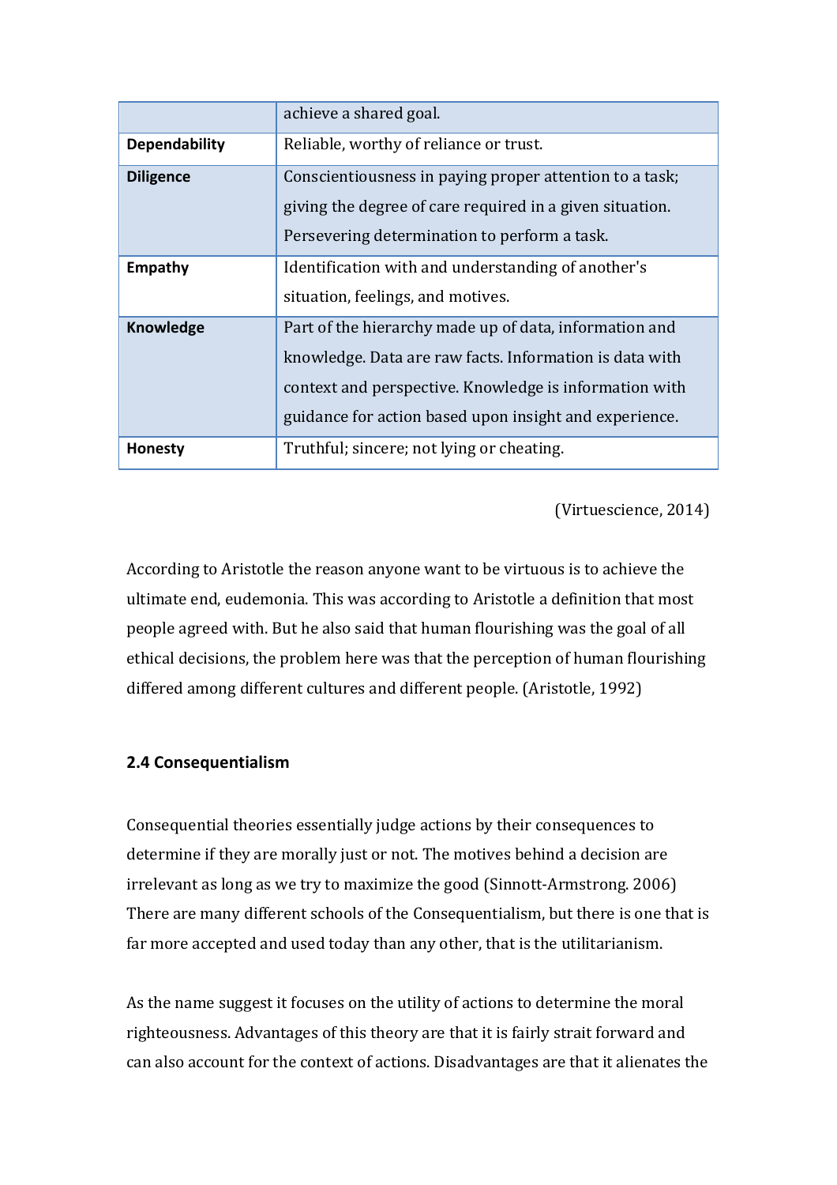|  |  |
|---|---|
|  | achieve a shared goal. |
| **Dependability** | Reliable, worthy of reliance or trust. |
| **Diligence** | Conscientiousness in paying proper attention to a task; giving the degree of care required in a given situation. Persevering determination to perform a task. |
| **Empathy** | Identification with and understanding of another's situation, feelings, and motives. |
| **Knowledge** | Part of the hierarchy made up of data, information and knowledge. Data are raw facts. Information is data with context and perspective. Knowledge is information with guidance for action based upon insight and experience. |
| **Honesty** | Truthful; sincere; not lying or cheating. |

(Virtuescience, 2014)

According to Aristotle the reason anyone want to be virtuous is to achieve the ultimate end, eudemonia. This was according to Aristotle a definition that most people agreed with. But he also said that human flourishing was the goal of all ethical decisions, the problem here was that the perception of human flourishing differed among different cultures and different people. (Aristotle, 1992)

### 2.4 Consequentialism

Consequential theories essentially judge actions by their consequences to determine if they are morally just or not. The motives behind a decision are irrelevant as long as we try to maximize the good (Sinnott-Armstrong. 2006) There are many different schools of the Consequentialism, but there is one that is far more accepted and used today than any other, that is the utilitarianism.

As the name suggest it focuses on the utility of actions to determine the moral righteousness. Advantages of this theory are that it is fairly strait forward and can also account for the context of actions. Disadvantages are that it alienates the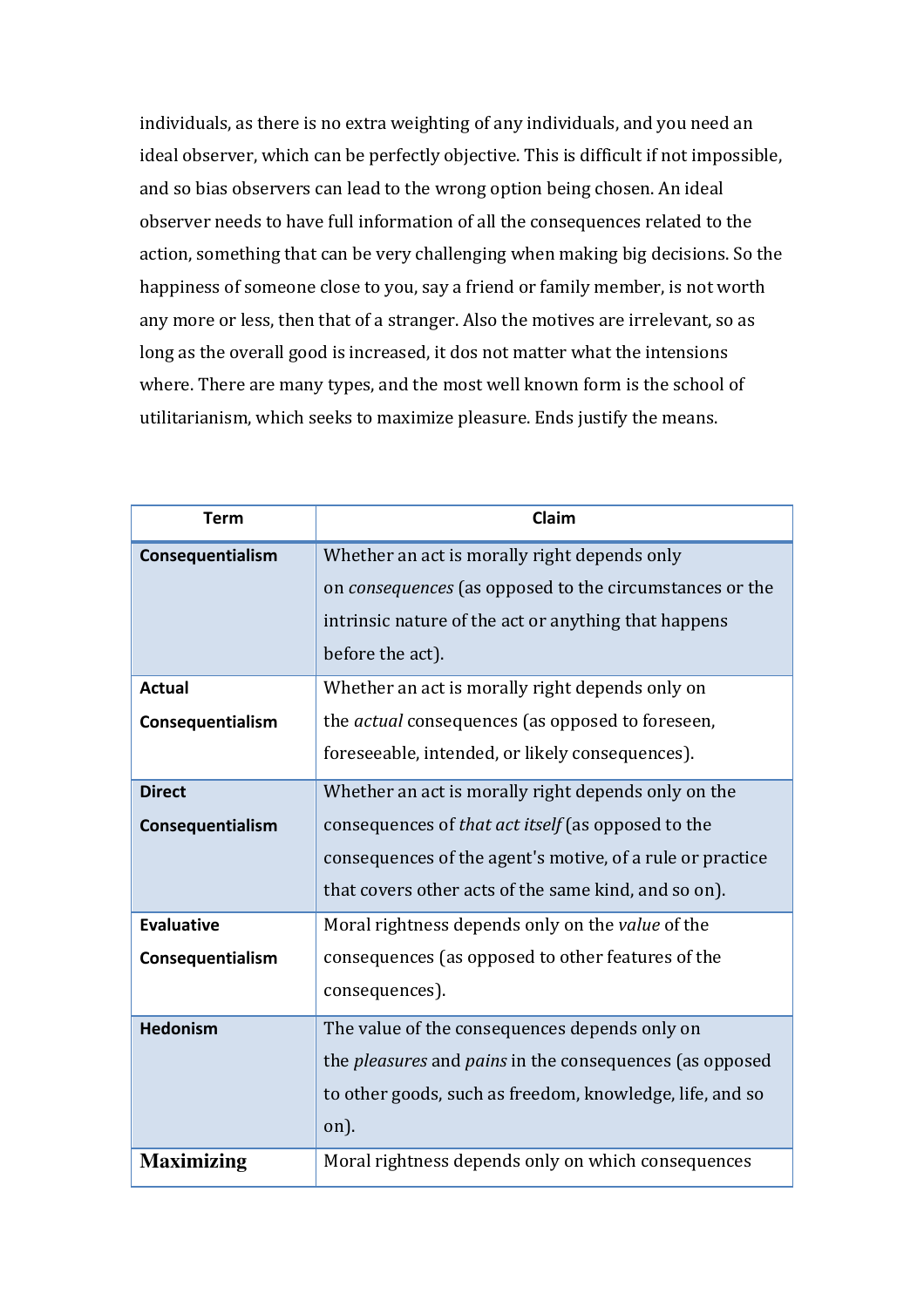individuals, as there is no extra weighting of any individuals, and you need an ideal observer, which can be perfectly objective. This is difficult if not impossible, and so bias observers can lead to the wrong option being chosen. An ideal observer needs to have full information of all the consequences related to the action, something that can be very challenging when making big decisions. So the happiness of someone close to you, say a friend or family member, is not worth any more or less, then that of a stranger. Also the motives are irrelevant, so as long as the overall good is increased, it dos not matter what the intensions where. There are many types, and the most well known form is the school of utilitarianism, which seeks to maximize pleasure. Ends justify the means.

| Term | Claim |
|---|---|
| **Consequentialism** | Whether an act is morally right depends only on *consequences* (as opposed to the circumstances or the intrinsic nature of the act or anything that happens before the act). |
| **Actual Consequentialism** | Whether an act is morally right depends only on the *actual* consequences (as opposed to foreseen, foreseeable, intended, or likely consequences). |
| **Direct Consequentialism** | Whether an act is morally right depends only on the consequences of *that act itself* (as opposed to the consequences of the agent's motive, of a rule or practice that covers other acts of the same kind, and so on). |
| **Evaluative Consequentialism** | Moral rightness depends only on the *value* of the consequences (as opposed to other features of the consequences). |
| **Hedonism** | The value of the consequences depends only on the *pleasures* and *pains* in the consequences (as opposed to other goods, such as freedom, knowledge, life, and so on). |
| **Maximizing** | Moral rightness depends only on which consequences |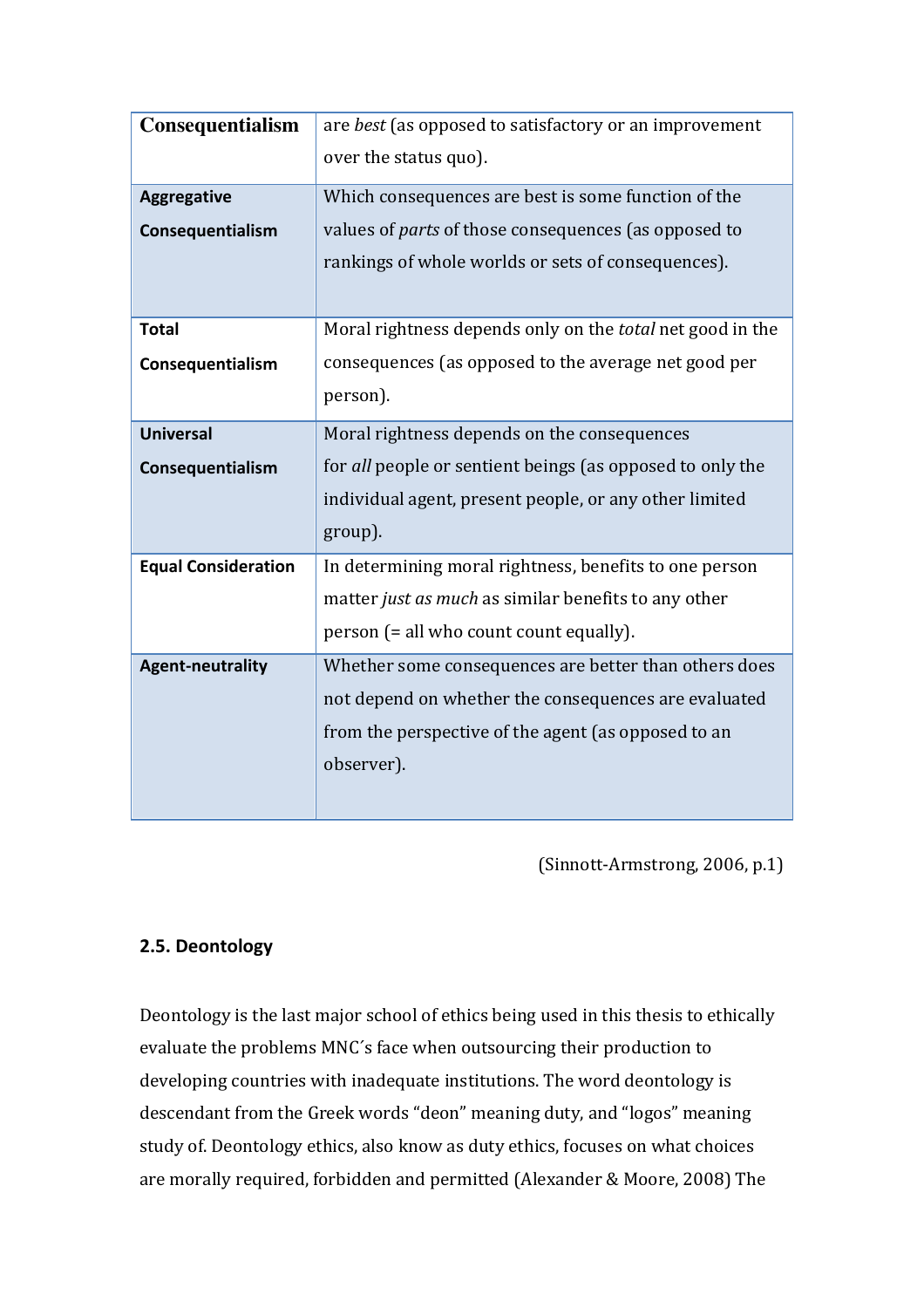| Consequentialism | are *best* (as opposed to satisfactory or an improvement over the status quo). |
|---|---|
| **Aggregative Consequentialism** | Which consequences are best is some function of the values of *parts* of those consequences (as opposed to rankings of whole worlds or sets of consequences). |
| **Total Consequentialism** | Moral rightness depends only on the *total* net good in the consequences (as opposed to the average net good per person). |
| **Universal Consequentialism** | Moral rightness depends on the consequences for *all* people or sentient beings (as opposed to only the individual agent, present people, or any other limited group). |
| **Equal Consideration** | In determining moral rightness, benefits to one person matter *just as much* as similar benefits to any other person (= all who count count equally). |
| **Agent-neutrality** | Whether some consequences are better than others does not depend on whether the consequences are evaluated from the perspective of the agent (as opposed to an observer). |

(Sinnott-Armstrong, 2006, p.1)

### 2.5. Deontology

Deontology is the last major school of ethics being used in this thesis to ethically evaluate the problems MNC´s face when outsourcing their production to developing countries with inadequate institutions. The word deontology is descendant from the Greek words "deon" meaning duty, and "logos" meaning study of. Deontology ethics, also know as duty ethics, focuses on what choices are morally required, forbidden and permitted (Alexander & Moore, 2008) The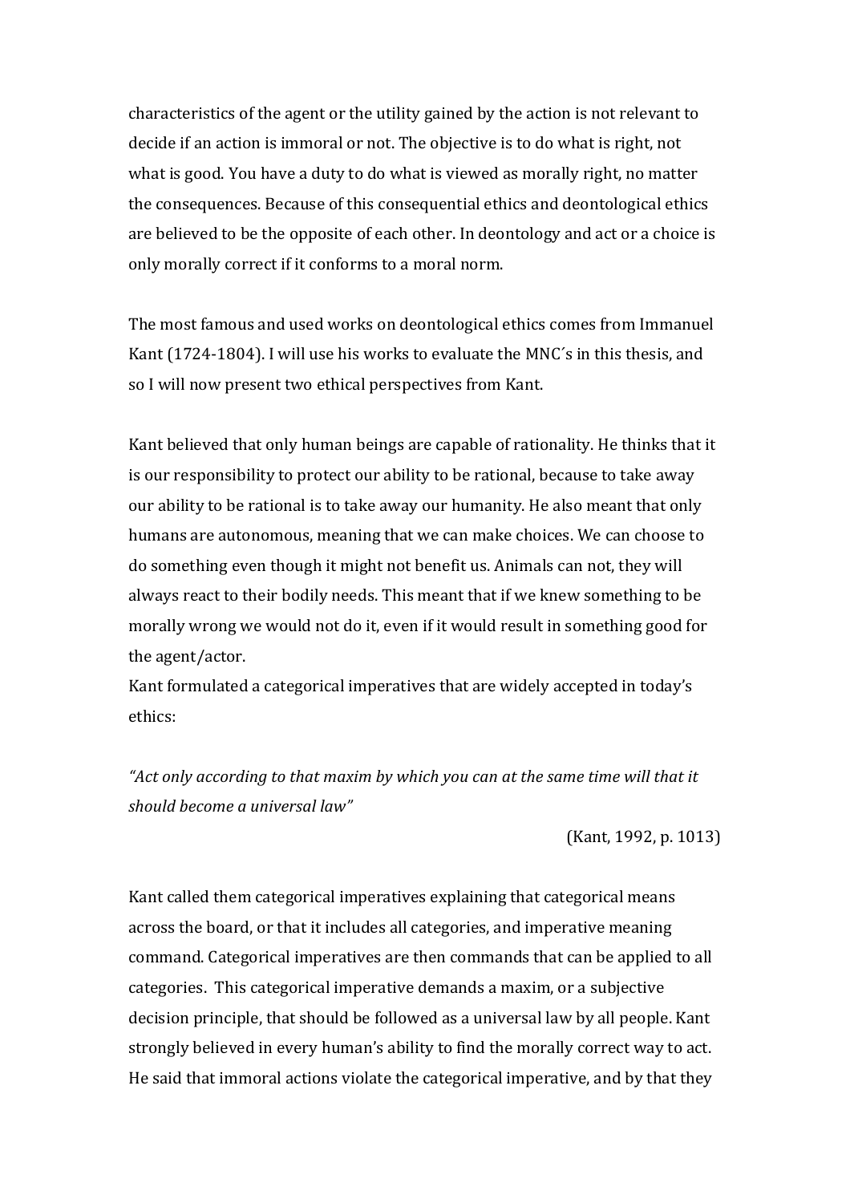characteristics of the agent or the utility gained by the action is not relevant to decide if an action is immoral or not. The objective is to do what is right, not what is good. You have a duty to do what is viewed as morally right, no matter the consequences. Because of this consequential ethics and deontological ethics are believed to be the opposite of each other. In deontology and act or a choice is only morally correct if it conforms to a moral norm.

The most famous and used works on deontological ethics comes from Immanuel Kant (1724-1804). I will use his works to evaluate the MNC´s in this thesis, and so I will now present two ethical perspectives from Kant.

Kant believed that only human beings are capable of rationality. He thinks that it is our responsibility to protect our ability to be rational, because to take away our ability to be rational is to take away our humanity. He also meant that only humans are autonomous, meaning that we can make choices. We can choose to do something even though it might not benefit us. Animals can not, they will always react to their bodily needs. This meant that if we knew something to be morally wrong we would not do it, even if it would result in something good for the agent/actor.
Kant formulated a categorical imperatives that are widely accepted in today's ethics:

*"Act only according to that maxim by which you can at the same time will that it should become a universal law"*

(Kant, 1992, p. 1013)

Kant called them categorical imperatives explaining that categorical means across the board, or that it includes all categories, and imperative meaning command. Categorical imperatives are then commands that can be applied to all categories. This categorical imperative demands a maxim, or a subjective decision principle, that should be followed as a universal law by all people. Kant strongly believed in every human's ability to find the morally correct way to act. He said that immoral actions violate the categorical imperative, and by that they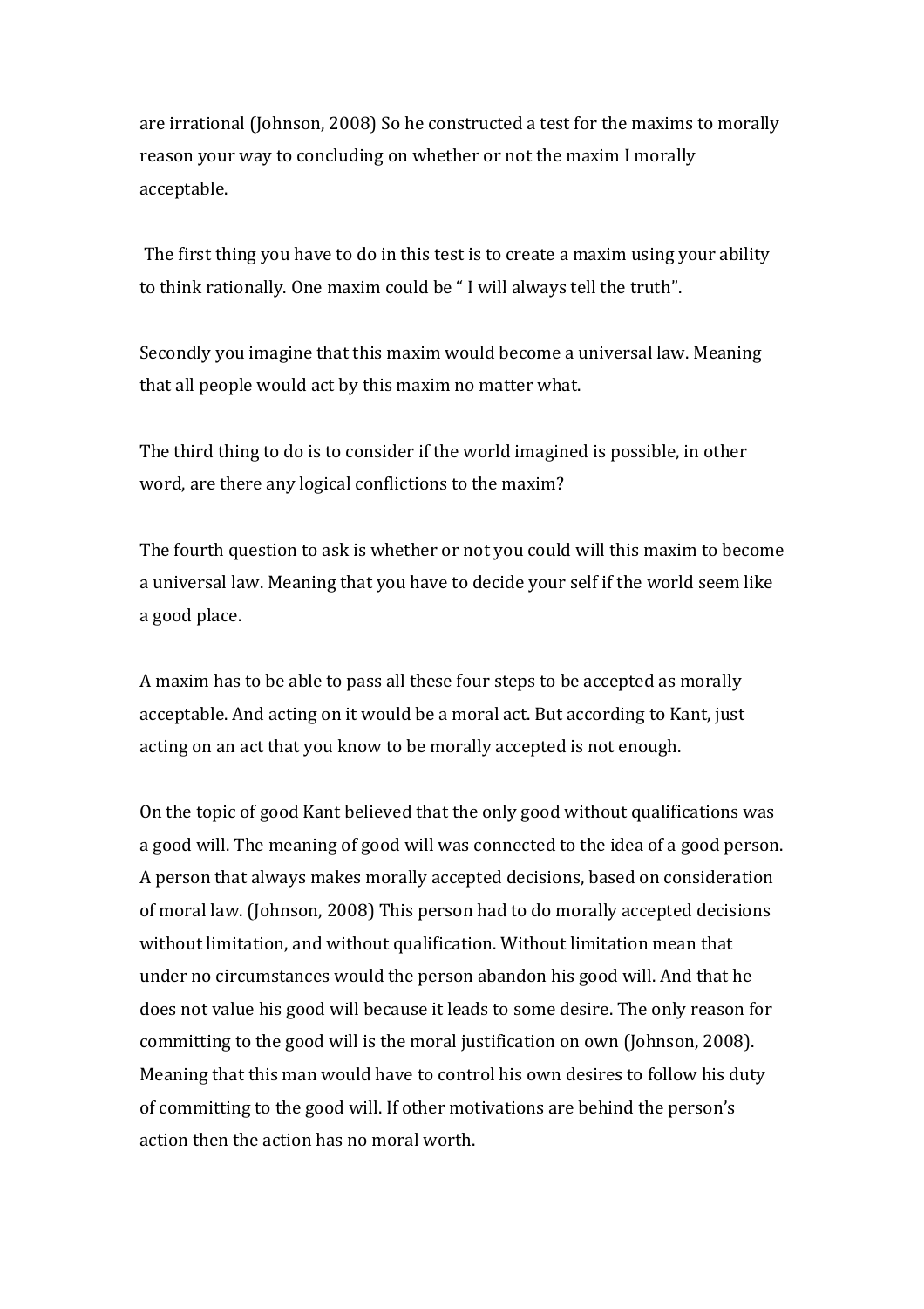are irrational (Johnson, 2008) So he constructed a test for the maxims to morally reason your way to concluding on whether or not the maxim I morally acceptable.

The first thing you have to do in this test is to create a maxim using your ability to think rationally. One maxim could be " I will always tell the truth".

Secondly you imagine that this maxim would become a universal law. Meaning that all people would act by this maxim no matter what.

The third thing to do is to consider if the world imagined is possible, in other word, are there any logical conflictions to the maxim?

The fourth question to ask is whether or not you could will this maxim to become a universal law. Meaning that you have to decide your self if the world seem like a good place.

A maxim has to be able to pass all these four steps to be accepted as morally acceptable. And acting on it would be a moral act. But according to Kant, just acting on an act that you know to be morally accepted is not enough.

On the topic of good Kant believed that the only good without qualifications was a good will. The meaning of good will was connected to the idea of a good person. A person that always makes morally accepted decisions, based on consideration of moral law. (Johnson, 2008) This person had to do morally accepted decisions without limitation, and without qualification. Without limitation mean that under no circumstances would the person abandon his good will. And that he does not value his good will because it leads to some desire. The only reason for committing to the good will is the moral justification on own (Johnson, 2008). Meaning that this man would have to control his own desires to follow his duty of committing to the good will. If other motivations are behind the person's action then the action has no moral worth.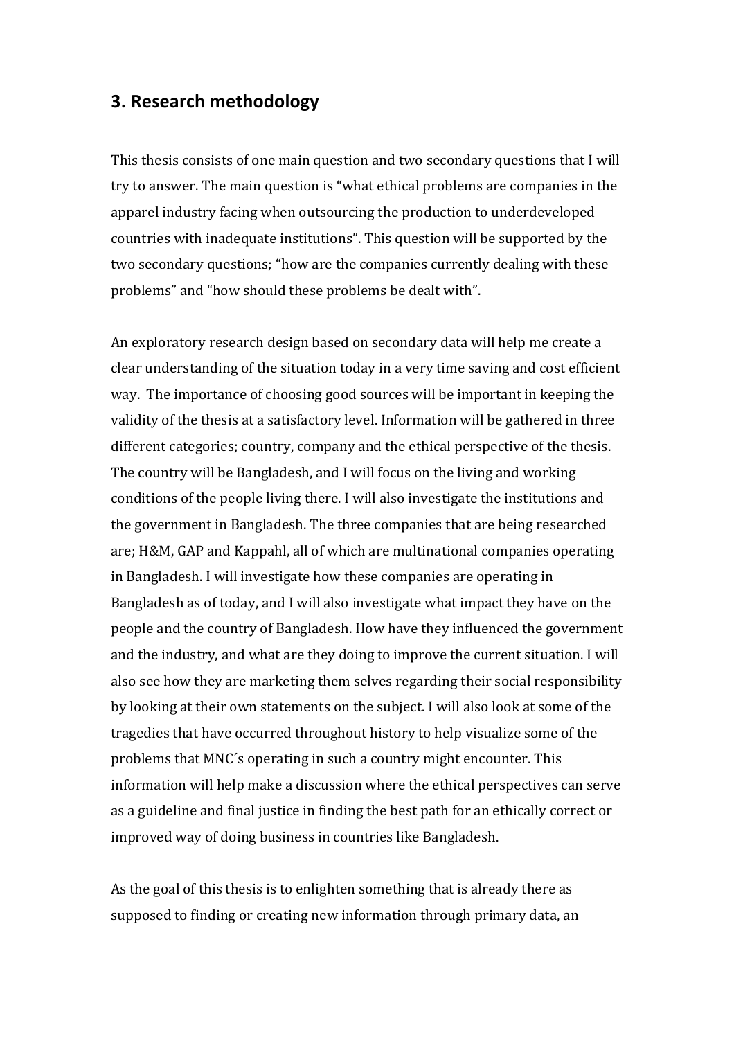## 3. Research methodology

This thesis consists of one main question and two secondary questions that I will try to answer. The main question is "what ethical problems are companies in the apparel industry facing when outsourcing the production to underdeveloped countries with inadequate institutions". This question will be supported by the two secondary questions; "how are the companies currently dealing with these problems" and "how should these problems be dealt with".

An exploratory research design based on secondary data will help me create a clear understanding of the situation today in a very time saving and cost efficient way. The importance of choosing good sources will be important in keeping the validity of the thesis at a satisfactory level. Information will be gathered in three different categories; country, company and the ethical perspective of the thesis. The country will be Bangladesh, and I will focus on the living and working conditions of the people living there. I will also investigate the institutions and the government in Bangladesh. The three companies that are being researched are; H&M, GAP and Kappahl, all of which are multinational companies operating in Bangladesh. I will investigate how these companies are operating in Bangladesh as of today, and I will also investigate what impact they have on the people and the country of Bangladesh. How have they influenced the government and the industry, and what are they doing to improve the current situation. I will also see how they are marketing them selves regarding their social responsibility by looking at their own statements on the subject. I will also look at some of the tragedies that have occurred throughout history to help visualize some of the problems that MNC´s operating in such a country might encounter. This information will help make a discussion where the ethical perspectives can serve as a guideline and final justice in finding the best path for an ethically correct or improved way of doing business in countries like Bangladesh.

As the goal of this thesis is to enlighten something that is already there as supposed to finding or creating new information through primary data, an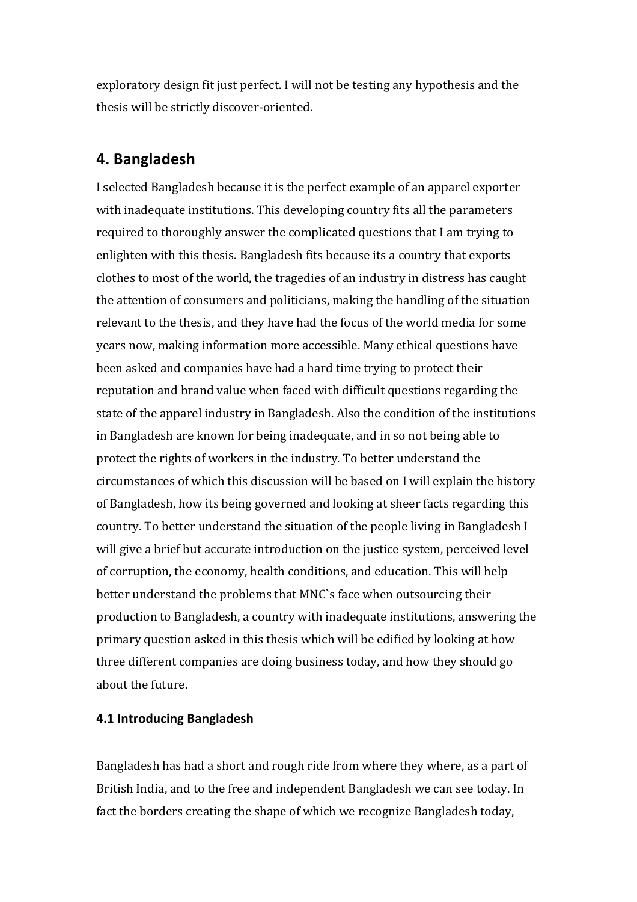exploratory design fit just perfect. I will not be testing any hypothesis and the thesis will be strictly discover-oriented.

## 4. Bangladesh

I selected Bangladesh because it is the perfect example of an apparel exporter with inadequate institutions. This developing country fits all the parameters required to thoroughly answer the complicated questions that I am trying to enlighten with this thesis. Bangladesh fits because its a country that exports clothes to most of the world, the tragedies of an industry in distress has caught the attention of consumers and politicians, making the handling of the situation relevant to the thesis, and they have had the focus of the world media for some years now, making information more accessible. Many ethical questions have been asked and companies have had a hard time trying to protect their reputation and brand value when faced with difficult questions regarding the state of the apparel industry in Bangladesh. Also the condition of the institutions in Bangladesh are known for being inadequate, and in so not being able to protect the rights of workers in the industry. To better understand the circumstances of which this discussion will be based on I will explain the history of Bangladesh, how its being governed and looking at sheer facts regarding this country. To better understand the situation of the people living in Bangladesh I will give a brief but accurate introduction on the justice system, perceived level of corruption, the economy, health conditions, and education. This will help better understand the problems that MNC`s face when outsourcing their production to Bangladesh, a country with inadequate institutions, answering the primary question asked in this thesis which will be edified by looking at how three different companies are doing business today, and how they should go about the future.

### 4.1 Introducing Bangladesh

Bangladesh has had a short and rough ride from where they where, as a part of British India, and to the free and independent Bangladesh we can see today. In fact the borders creating the shape of which we recognize Bangladesh today,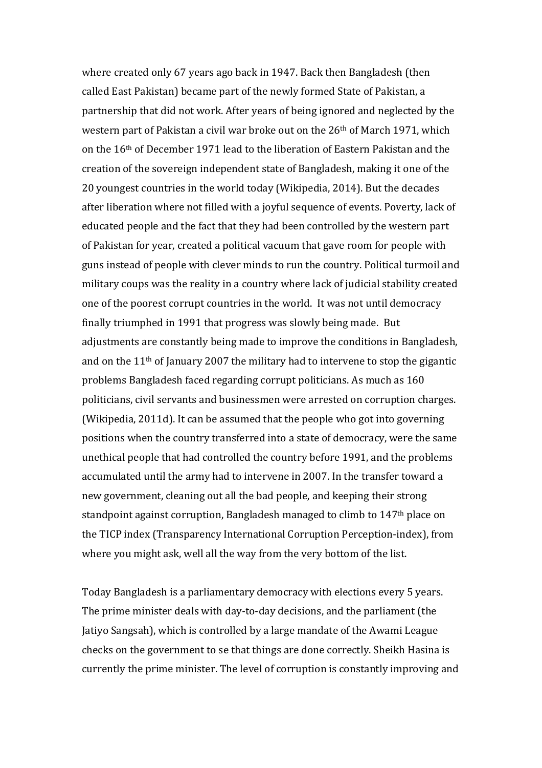where created only 67 years ago back in 1947. Back then Bangladesh (then called East Pakistan) became part of the newly formed State of Pakistan, a partnership that did not work. After years of being ignored and neglected by the western part of Pakistan a civil war broke out on the 26th of March 1971, which on the 16th of December 1971 lead to the liberation of Eastern Pakistan and the creation of the sovereign independent state of Bangladesh, making it one of the 20 youngest countries in the world today (Wikipedia, 2014). But the decades after liberation where not filled with a joyful sequence of events. Poverty, lack of educated people and the fact that they had been controlled by the western part of Pakistan for year, created a political vacuum that gave room for people with guns instead of people with clever minds to run the country. Political turmoil and military coups was the reality in a country where lack of judicial stability created one of the poorest corrupt countries in the world. It was not until democracy finally triumphed in 1991 that progress was slowly being made. But adjustments are constantly being made to improve the conditions in Bangladesh, and on the 11th of January 2007 the military had to intervene to stop the gigantic problems Bangladesh faced regarding corrupt politicians. As much as 160 politicians, civil servants and businessmen were arrested on corruption charges. (Wikipedia, 2011d). It can be assumed that the people who got into governing positions when the country transferred into a state of democracy, were the same unethical people that had controlled the country before 1991, and the problems accumulated until the army had to intervene in 2007. In the transfer toward a new government, cleaning out all the bad people, and keeping their strong standpoint against corruption, Bangladesh managed to climb to 147th place on the TICP index (Transparency International Corruption Perception-index), from where you might ask, well all the way from the very bottom of the list.

Today Bangladesh is a parliamentary democracy with elections every 5 years. The prime minister deals with day-to-day decisions, and the parliament (the Jatiyo Sangsah), which is controlled by a large mandate of the Awami League checks on the government to se that things are done correctly. Sheikh Hasina is currently the prime minister. The level of corruption is constantly improving and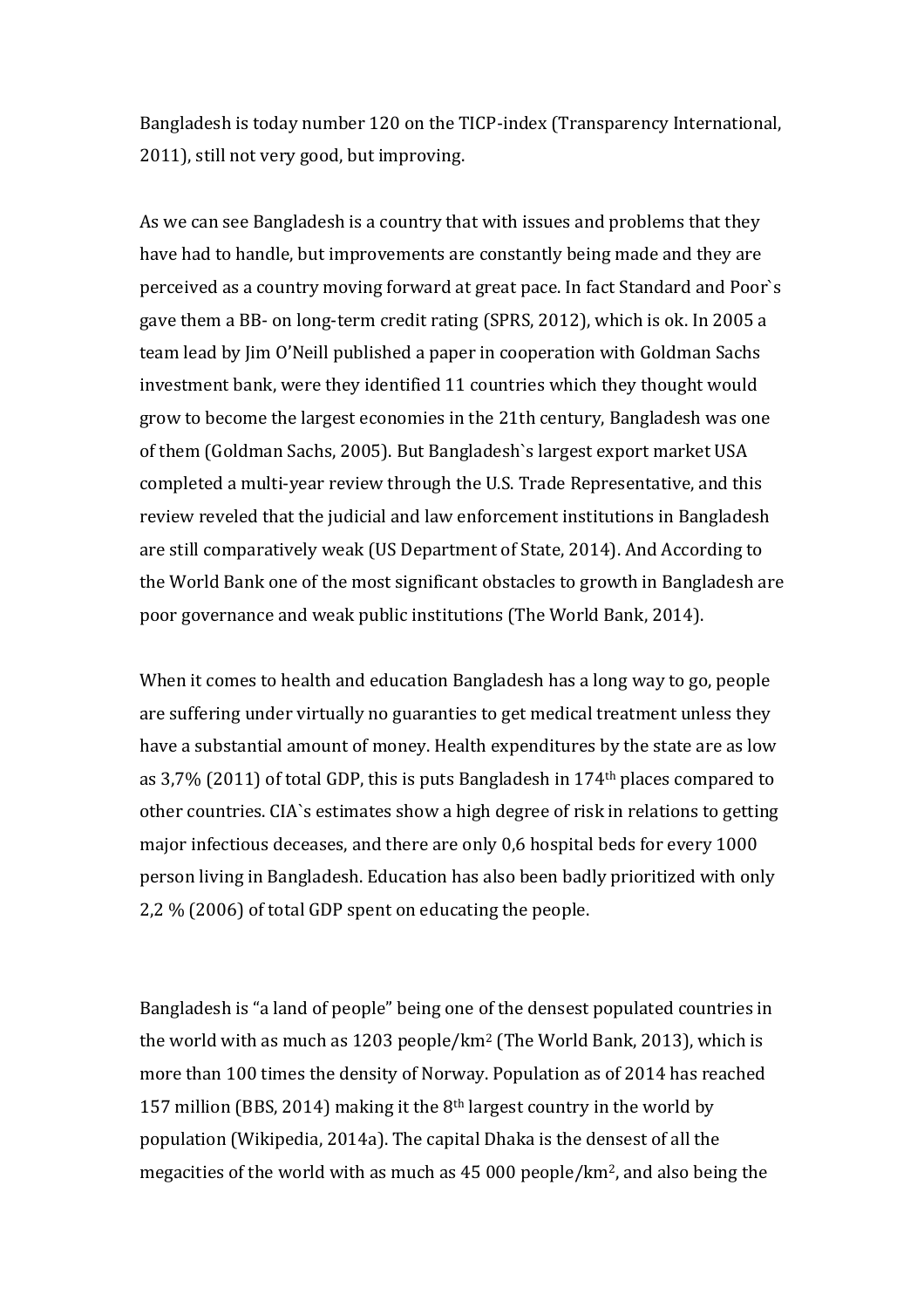Bangladesh is today number 120 on the TICP-index (Transparency International, 2011), still not very good, but improving.

As we can see Bangladesh is a country that with issues and problems that they have had to handle, but improvements are constantly being made and they are perceived as a country moving forward at great pace. In fact Standard and Poor`s gave them a BB- on long-term credit rating (SPRS, 2012), which is ok. In 2005 a team lead by Jim O'Neill published a paper in cooperation with Goldman Sachs investment bank, were they identified 11 countries which they thought would grow to become the largest economies in the 21th century, Bangladesh was one of them (Goldman Sachs, 2005). But Bangladesh`s largest export market USA completed a multi-year review through the U.S. Trade Representative, and this review reveled that the judicial and law enforcement institutions in Bangladesh are still comparatively weak (US Department of State, 2014). And According to the World Bank one of the most significant obstacles to growth in Bangladesh are poor governance and weak public institutions (The World Bank, 2014).

When it comes to health and education Bangladesh has a long way to go, people are suffering under virtually no guaranties to get medical treatment unless they have a substantial amount of money. Health expenditures by the state are as low as 3,7% (2011) of total GDP, this is puts Bangladesh in 174$^{th}$ places compared to other countries. CIA`s estimates show a high degree of risk in relations to getting major infectious deceases, and there are only 0,6 hospital beds for every 1000 person living in Bangladesh. Education has also been badly prioritized with only 2,2 % (2006) of total GDP spent on educating the people.

Bangladesh is "a land of people" being one of the densest populated countries in the world with as much as 1203 people/km$^2$ (The World Bank, 2013), which is more than 100 times the density of Norway. Population as of 2014 has reached 157 million (BBS, 2014) making it the 8$^{th}$ largest country in the world by population (Wikipedia, 2014a). The capital Dhaka is the densest of all the megacities of the world with as much as 45 000 people/km$^2$, and also being the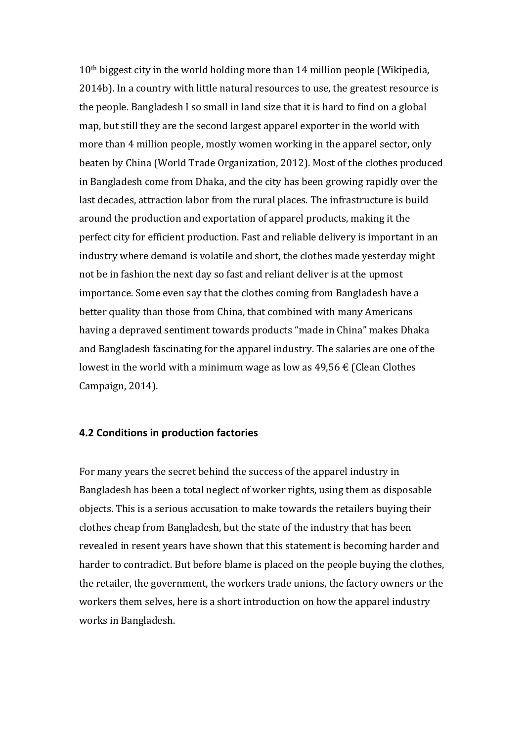10th biggest city in the world holding more than 14 million people (Wikipedia, 2014b). In a country with little natural resources to use, the greatest resource is the people. Bangladesh I so small in land size that it is hard to find on a global map, but still they are the second largest apparel exporter in the world with more than 4 million people, mostly women working in the apparel sector, only beaten by China (World Trade Organization, 2012). Most of the clothes produced in Bangladesh come from Dhaka, and the city has been growing rapidly over the last decades, attraction labor from the rural places. The infrastructure is build around the production and exportation of apparel products, making it the perfect city for efficient production. Fast and reliable delivery is important in an industry where demand is volatile and short, the clothes made yesterday might not be in fashion the next day so fast and reliant deliver is at the upmost importance. Some even say that the clothes coming from Bangladesh have a better quality than those from China, that combined with many Americans having a depraved sentiment towards products "made in China" makes Dhaka and Bangladesh fascinating for the apparel industry. The salaries are one of the lowest in the world with a minimum wage as low as 49,56 € (Clean Clothes Campaign, 2014).

### 4.2 Conditions in production factories

For many years the secret behind the success of the apparel industry in Bangladesh has been a total neglect of worker rights, using them as disposable objects. This is a serious accusation to make towards the retailers buying their clothes cheap from Bangladesh, but the state of the industry that has been revealed in resent years have shown that this statement is becoming harder and harder to contradict. But before blame is placed on the people buying the clothes, the retailer, the government, the workers trade unions, the factory owners or the workers them selves, here is a short introduction on how the apparel industry works in Bangladesh.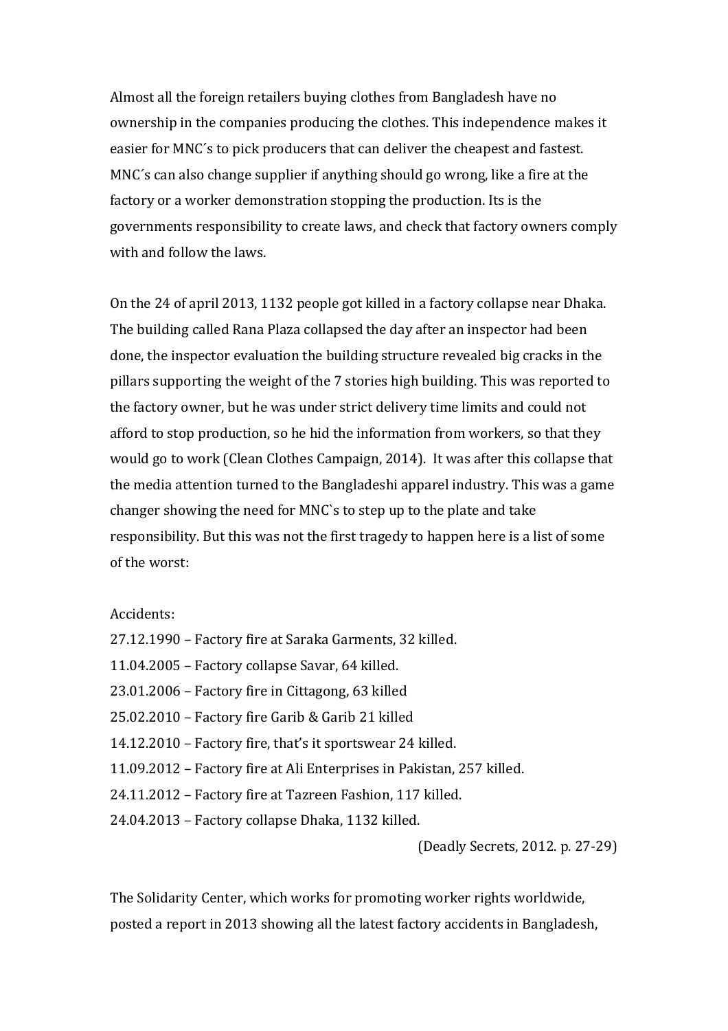Almost all the foreign retailers buying clothes from Bangladesh have no ownership in the companies producing the clothes. This independence makes it easier for MNC´s to pick producers that can deliver the cheapest and fastest. MNC´s can also change supplier if anything should go wrong, like a fire at the factory or a worker demonstration stopping the production. Its is the governments responsibility to create laws, and check that factory owners comply with and follow the laws.

On the 24 of april 2013, 1132 people got killed in a factory collapse near Dhaka. The building called Rana Plaza collapsed the day after an inspector had been done, the inspector evaluation the building structure revealed big cracks in the pillars supporting the weight of the 7 stories high building. This was reported to the factory owner, but he was under strict delivery time limits and could not afford to stop production, so he hid the information from workers, so that they would go to work (Clean Clothes Campaign, 2014). It was after this collapse that the media attention turned to the Bangladeshi apparel industry. This was a game changer showing the need for MNC`s to step up to the plate and take responsibility. But this was not the first tragedy to happen here is a list of some of the worst:

Accidents:
27.12.1990 – Factory fire at Saraka Garments, 32 killed.
11.04.2005 – Factory collapse Savar, 64 killed.
23.01.2006 – Factory fire in Cittagong, 63 killed
25.02.2010 – Factory fire Garib & Garib 21 killed
14.12.2010 – Factory fire, that's it sportswear 24 killed.
11.09.2012 – Factory fire at Ali Enterprises in Pakistan, 257 killed.
24.11.2012 – Factory fire at Tazreen Fashion, 117 killed.
24.04.2013 – Factory collapse Dhaka, 1132 killed.

(Deadly Secrets, 2012. p. 27-29)

The Solidarity Center, which works for promoting worker rights worldwide, posted a report in 2013 showing all the latest factory accidents in Bangladesh,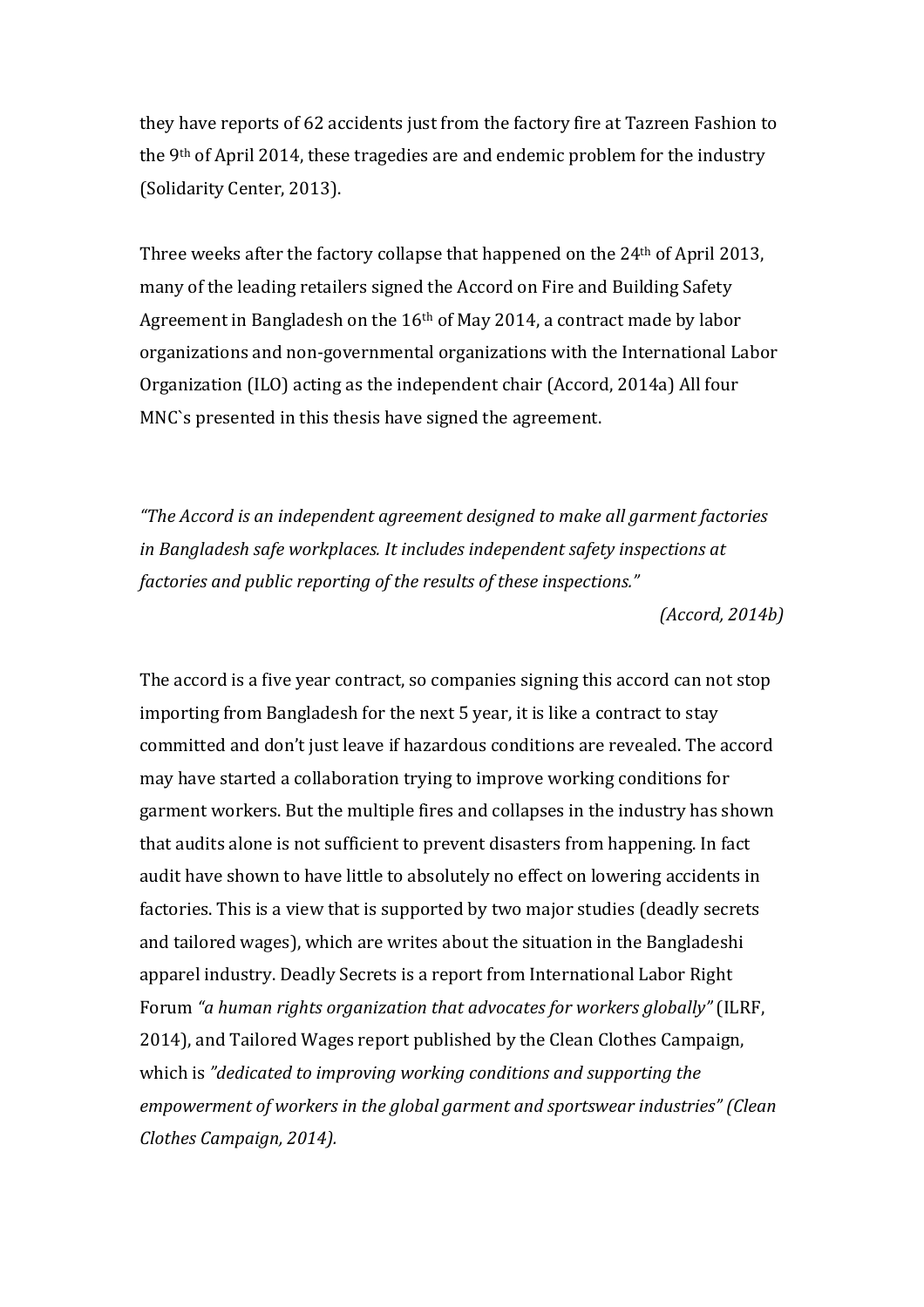they have reports of 62 accidents just from the factory fire at Tazreen Fashion to the 9th of April 2014, these tragedies are and endemic problem for the industry (Solidarity Center, 2013).

Three weeks after the factory collapse that happened on the 24th of April 2013, many of the leading retailers signed the Accord on Fire and Building Safety Agreement in Bangladesh on the 16th of May 2014, a contract made by labor organizations and non-governmental organizations with the International Labor Organization (ILO) acting as the independent chair (Accord, 2014a) All four MNC`s presented in this thesis have signed the agreement.

*"The Accord is an independent agreement designed to make all garment factories in Bangladesh safe workplaces. It includes independent safety inspections at factories and public reporting of the results of these inspections."*

*(Accord, 2014b)*

The accord is a five year contract, so companies signing this accord can not stop importing from Bangladesh for the next 5 year, it is like a contract to stay committed and don't just leave if hazardous conditions are revealed. The accord may have started a collaboration trying to improve working conditions for garment workers. But the multiple fires and collapses in the industry has shown that audits alone is not sufficient to prevent disasters from happening. In fact audit have shown to have little to absolutely no effect on lowering accidents in factories. This is a view that is supported by two major studies (deadly secrets and tailored wages), which are writes about the situation in the Bangladeshi apparel industry. Deadly Secrets is a report from International Labor Right Forum *"a human rights organization that advocates for workers globally"* (ILRF, 2014), and Tailored Wages report published by the Clean Clothes Campaign, which is *"dedicated to improving working conditions and supporting the empowerment of workers in the global garment and sportswear industries" (Clean Clothes Campaign, 2014).*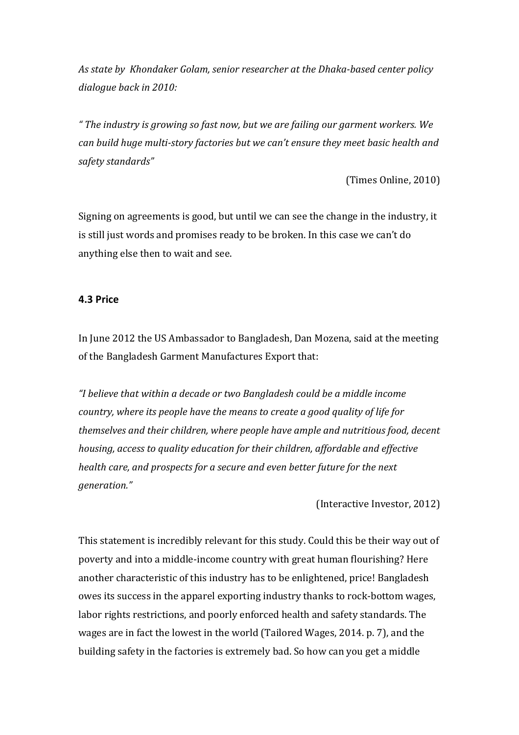*As state by Khondaker Golam, senior researcher at the Dhaka-based center policy dialogue back in 2010:*

*" The industry is growing so fast now, but we are failing our garment workers. We can build huge multi-story factories but we can't ensure they meet basic health and safety standards"*

(Times Online, 2010)

Signing on agreements is good, but until we can see the change in the industry, it is still just words and promises ready to be broken. In this case we can't do anything else then to wait and see.

### 4.3 Price

In June 2012 the US Ambassador to Bangladesh, Dan Mozena, said at the meeting of the Bangladesh Garment Manufactures Export that:

*"I believe that within a decade or two Bangladesh could be a middle income country, where its people have the means to create a good quality of life for themselves and their children, where people have ample and nutritious food, decent housing, access to quality education for their children, affordable and effective health care, and prospects for a secure and even better future for the next generation."*

(Interactive Investor, 2012)

This statement is incredibly relevant for this study. Could this be their way out of poverty and into a middle-income country with great human flourishing? Here another characteristic of this industry has to be enlightened, price! Bangladesh owes its success in the apparel exporting industry thanks to rock-bottom wages, labor rights restrictions, and poorly enforced health and safety standards. The wages are in fact the lowest in the world (Tailored Wages, 2014. p. 7), and the building safety in the factories is extremely bad. So how can you get a middle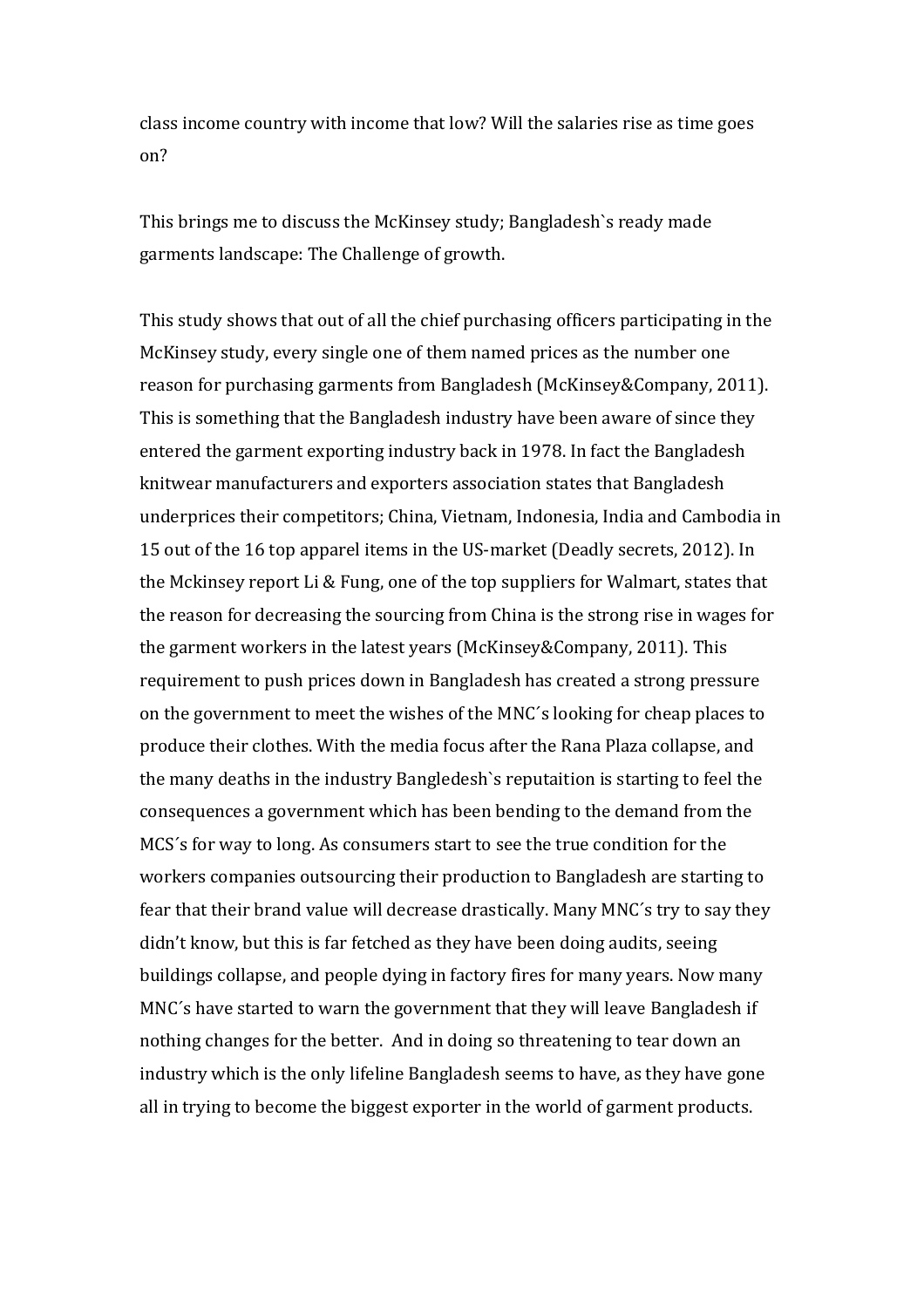class income country with income that low? Will the salaries rise as time goes on?

This brings me to discuss the McKinsey study; Bangladesh`s ready made garments landscape: The Challenge of growth.

This study shows that out of all the chief purchasing officers participating in the McKinsey study, every single one of them named prices as the number one reason for purchasing garments from Bangladesh (McKinsey&Company, 2011). This is something that the Bangladesh industry have been aware of since they entered the garment exporting industry back in 1978. In fact the Bangladesh knitwear manufacturers and exporters association states that Bangladesh underprices their competitors; China, Vietnam, Indonesia, India and Cambodia in 15 out of the 16 top apparel items in the US-market (Deadly secrets, 2012). In the Mckinsey report Li & Fung, one of the top suppliers for Walmart, states that the reason for decreasing the sourcing from China is the strong rise in wages for the garment workers in the latest years (McKinsey&Company, 2011). This requirement to push prices down in Bangladesh has created a strong pressure on the government to meet the wishes of the MNC´s looking for cheap places to produce their clothes. With the media focus after the Rana Plaza collapse, and the many deaths in the industry Bangledesh`s reputaition is starting to feel the consequences a government which has been bending to the demand from the MCS´s for way to long. As consumers start to see the true condition for the workers companies outsourcing their production to Bangladesh are starting to fear that their brand value will decrease drastically. Many MNC´s try to say they didn't know, but this is far fetched as they have been doing audits, seeing buildings collapse, and people dying in factory fires for many years. Now many MNC´s have started to warn the government that they will leave Bangladesh if nothing changes for the better. And in doing so threatening to tear down an industry which is the only lifeline Bangladesh seems to have, as they have gone all in trying to become the biggest exporter in the world of garment products.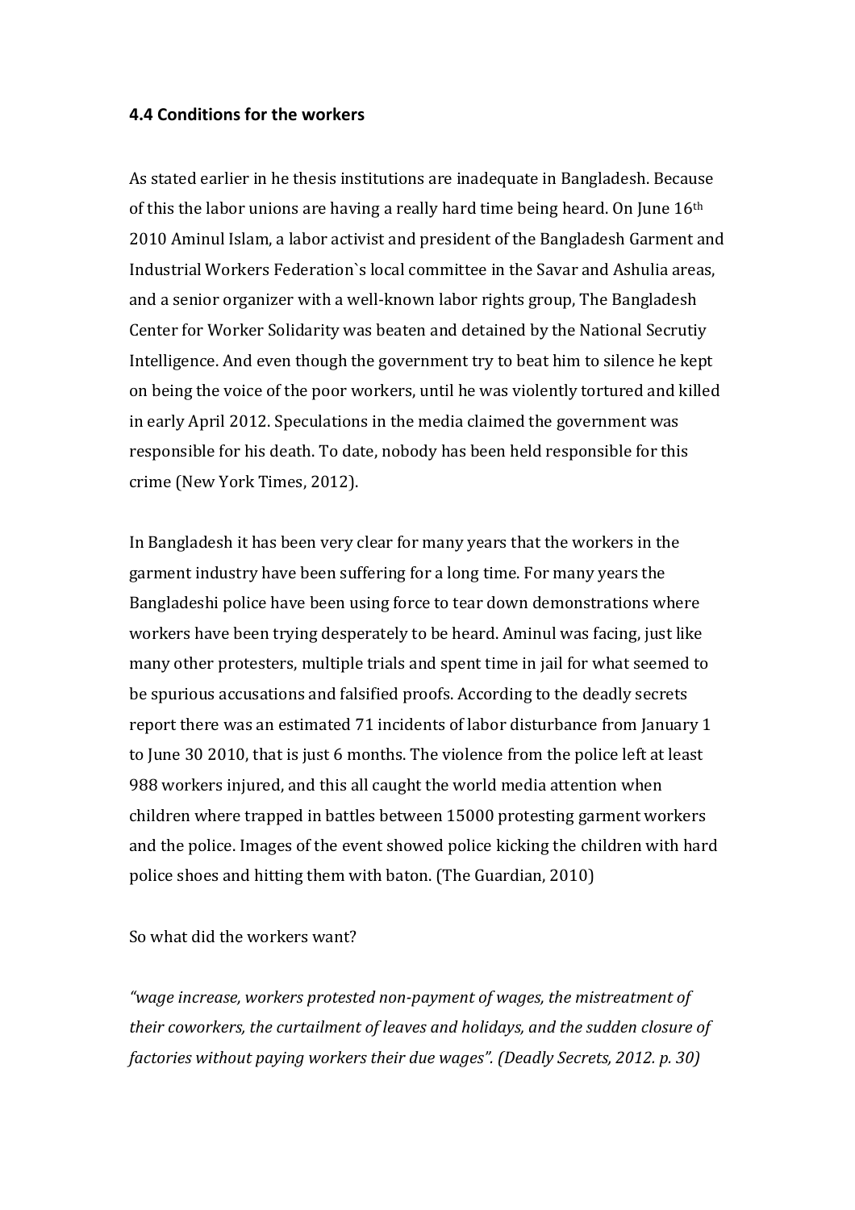### 4.4 Conditions for the workers

As stated earlier in he thesis institutions are inadequate in Bangladesh. Because of this the labor unions are having a really hard time being heard. On June 16th 2010 Aminul Islam, a labor activist and president of the Bangladesh Garment and Industrial Workers Federation`s local committee in the Savar and Ashulia areas, and a senior organizer with a well-known labor rights group, The Bangladesh Center for Worker Solidarity was beaten and detained by the National Secrutiy Intelligence. And even though the government try to beat him to silence he kept on being the voice of the poor workers, until he was violently tortured and killed in early April 2012. Speculations in the media claimed the government was responsible for his death. To date, nobody has been held responsible for this crime (New York Times, 2012).

In Bangladesh it has been very clear for many years that the workers in the garment industry have been suffering for a long time. For many years the Bangladeshi police have been using force to tear down demonstrations where workers have been trying desperately to be heard. Aminul was facing, just like many other protesters, multiple trials and spent time in jail for what seemed to be spurious accusations and falsified proofs. According to the deadly secrets report there was an estimated 71 incidents of labor disturbance from January 1 to June 30 2010, that is just 6 months. The violence from the police left at least 988 workers injured, and this all caught the world media attention when children where trapped in battles between 15000 protesting garment workers and the police. Images of the event showed police kicking the children with hard police shoes and hitting them with baton. (The Guardian, 2010)

So what did the workers want?

*"wage increase, workers protested non-payment of wages, the mistreatment of their coworkers, the curtailment of leaves and holidays, and the sudden closure of factories without paying workers their due wages". (Deadly Secrets, 2012. p. 30)*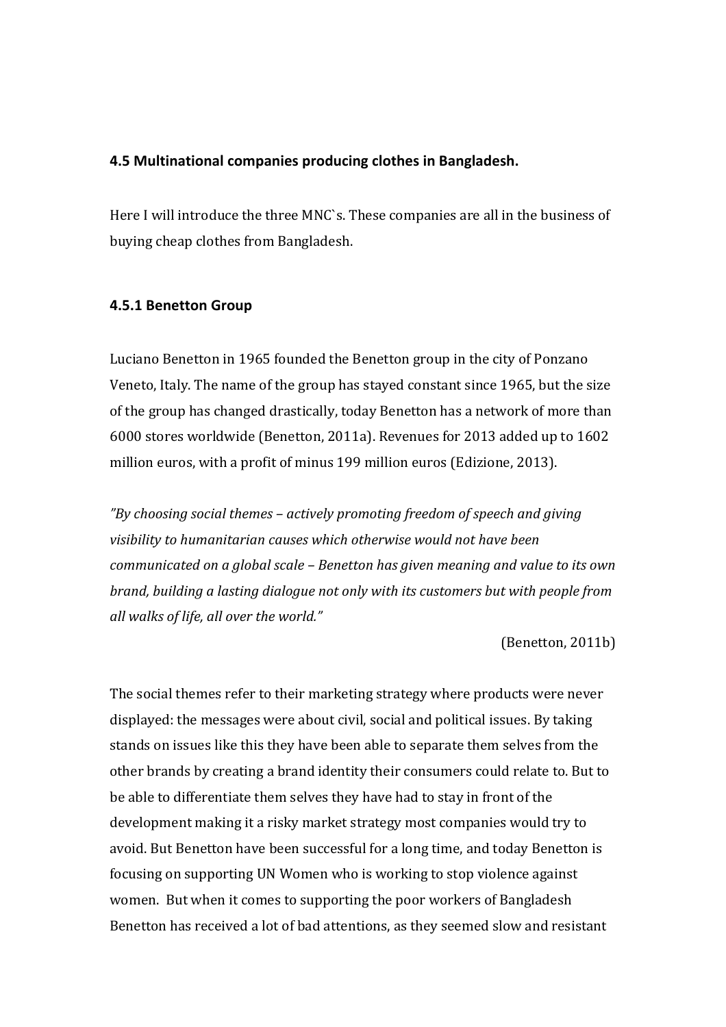### 4.5 Multinational companies producing clothes in Bangladesh.

Here I will introduce the three MNC`s. These companies are all in the business of buying cheap clothes from Bangladesh.

#### 4.5.1 Benetton Group

Luciano Benetton in 1965 founded the Benetton group in the city of Ponzano Veneto, Italy. The name of the group has stayed constant since 1965, but the size of the group has changed drastically, today Benetton has a network of more than 6000 stores worldwide (Benetton, 2011a). Revenues for 2013 added up to 1602 million euros, with a profit of minus 199 million euros (Edizione, 2013).

*"By choosing social themes – actively promoting freedom of speech and giving visibility to humanitarian causes which otherwise would not have been communicated on a global scale – Benetton has given meaning and value to its own brand, building a lasting dialogue not only with its customers but with people from all walks of life, all over the world."*

(Benetton, 2011b)

The social themes refer to their marketing strategy where products were never displayed: the messages were about civil, social and political issues. By taking stands on issues like this they have been able to separate them selves from the other brands by creating a brand identity their consumers could relate to. But to be able to differentiate them selves they have had to stay in front of the development making it a risky market strategy most companies would try to avoid. But Benetton have been successful for a long time, and today Benetton is focusing on supporting UN Women who is working to stop violence against women. But when it comes to supporting the poor workers of Bangladesh Benetton has received a lot of bad attentions, as they seemed slow and resistant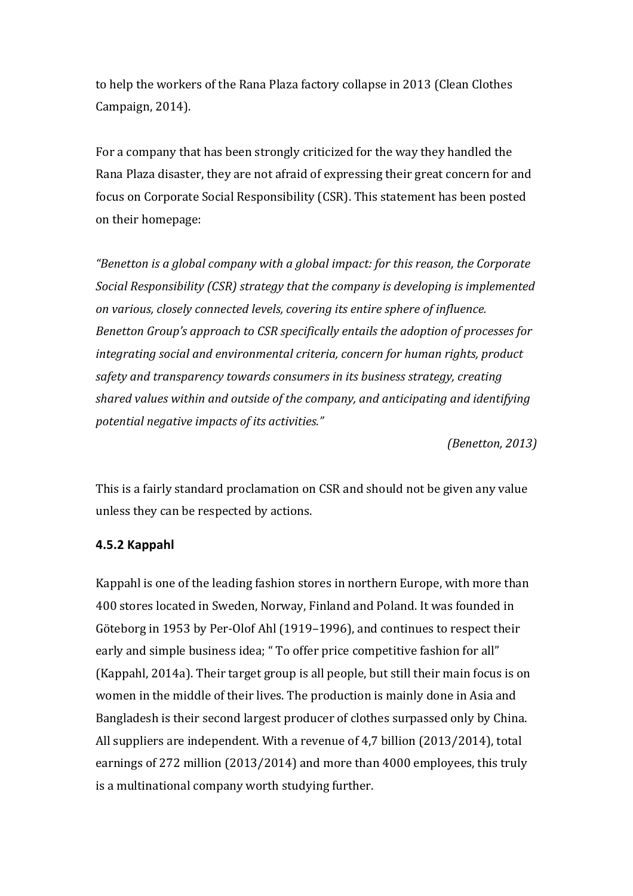to help the workers of the Rana Plaza factory collapse in 2013 (Clean Clothes Campaign, 2014).

For a company that has been strongly criticized for the way they handled the Rana Plaza disaster, they are not afraid of expressing their great concern for and focus on Corporate Social Responsibility (CSR). This statement has been posted on their homepage:

*"Benetton is a global company with a global impact: for this reason, the Corporate Social Responsibility (CSR) strategy that the company is developing is implemented on various, closely connected levels, covering its entire sphere of influence. Benetton Group's approach to CSR specifically entails the adoption of processes for integrating social and environmental criteria, concern for human rights, product safety and transparency towards consumers in its business strategy, creating shared values within and outside of the company, and anticipating and identifying potential negative impacts of its activities."*

*(Benetton, 2013)*

This is a fairly standard proclamation on CSR and should not be given any value unless they can be respected by actions.

#### 4.5.2 Kappahl

Kappahl is one of the leading fashion stores in northern Europe, with more than 400 stores located in Sweden, Norway, Finland and Poland. It was founded in Göteborg in 1953 by Per-Olof Ahl (1919–1996), and continues to respect their early and simple business idea; " To offer price competitive fashion for all" (Kappahl, 2014a). Their target group is all people, but still their main focus is on women in the middle of their lives. The production is mainly done in Asia and Bangladesh is their second largest producer of clothes surpassed only by China. All suppliers are independent. With a revenue of 4,7 billion (2013/2014), total earnings of 272 million (2013/2014) and more than 4000 employees, this truly is a multinational company worth studying further.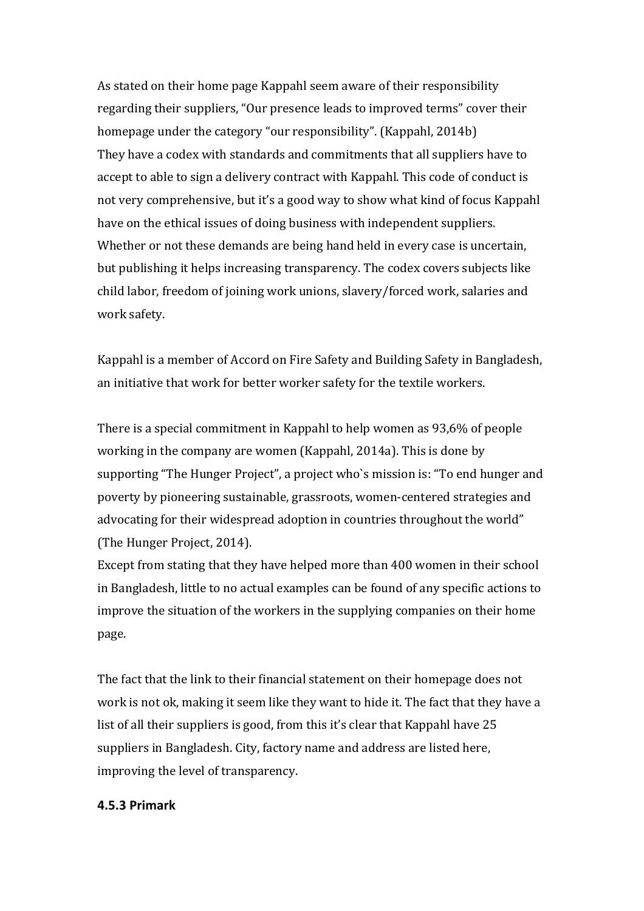As stated on their home page Kappahl seem aware of their responsibility regarding their suppliers, "Our presence leads to improved terms" cover their homepage under the category "our responsibility". (Kappahl, 2014b)
They have a codex with standards and commitments that all suppliers have to accept to able to sign a delivery contract with Kappahl. This code of conduct is not very comprehensive, but it's a good way to show what kind of focus Kappahl have on the ethical issues of doing business with independent suppliers. Whether or not these demands are being hand held in every case is uncertain, but publishing it helps increasing transparency. The codex covers subjects like child labor, freedom of joining work unions, slavery/forced work, salaries and work safety.

Kappahl is a member of Accord on Fire Safety and Building Safety in Bangladesh, an initiative that work for better worker safety for the textile workers.

There is a special commitment in Kappahl to help women as 93,6% of people working in the company are women (Kappahl, 2014a). This is done by supporting "The Hunger Project", a project who`s mission is: "To end hunger and poverty by pioneering sustainable, grassroots, women-centered strategies and advocating for their widespread adoption in countries throughout the world" (The Hunger Project, 2014).
Except from stating that they have helped more than 400 women in their school in Bangladesh, little to no actual examples can be found of any specific actions to improve the situation of the workers in the supplying companies on their home page.

The fact that the link to their financial statement on their homepage does not work is not ok, making it seem like they want to hide it. The fact that they have a list of all their suppliers is good, from this it's clear that Kappahl have 25 suppliers in Bangladesh. City, factory name and address are listed here, improving the level of transparency.

### 4.5.3 Primark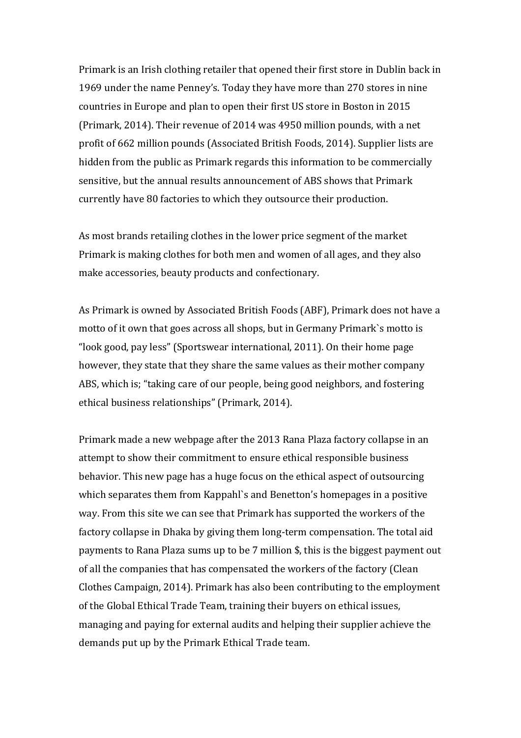Primark is an Irish clothing retailer that opened their first store in Dublin back in 1969 under the name Penney's. Today they have more than 270 stores in nine countries in Europe and plan to open their first US store in Boston in 2015 (Primark, 2014). Their revenue of 2014 was 4950 million pounds, with a net profit of 662 million pounds (Associated British Foods, 2014). Supplier lists are hidden from the public as Primark regards this information to be commercially sensitive, but the annual results announcement of ABS shows that Primark currently have 80 factories to which they outsource their production.

As most brands retailing clothes in the lower price segment of the market Primark is making clothes for both men and women of all ages, and they also make accessories, beauty products and confectionary.

As Primark is owned by Associated British Foods (ABF), Primark does not have a motto of it own that goes across all shops, but in Germany Primark`s motto is "look good, pay less" (Sportswear international, 2011). On their home page however, they state that they share the same values as their mother company ABS, which is; "taking care of our people, being good neighbors, and fostering ethical business relationships" (Primark, 2014).

Primark made a new webpage after the 2013 Rana Plaza factory collapse in an attempt to show their commitment to ensure ethical responsible business behavior. This new page has a huge focus on the ethical aspect of outsourcing which separates them from Kappahl`s and Benetton's homepages in a positive way. From this site we can see that Primark has supported the workers of the factory collapse in Dhaka by giving them long-term compensation. The total aid payments to Rana Plaza sums up to be 7 million $, this is the biggest payment out of all the companies that has compensated the workers of the factory (Clean Clothes Campaign, 2014). Primark has also been contributing to the employment of the Global Ethical Trade Team, training their buyers on ethical issues, managing and paying for external audits and helping their supplier achieve the demands put up by the Primark Ethical Trade team.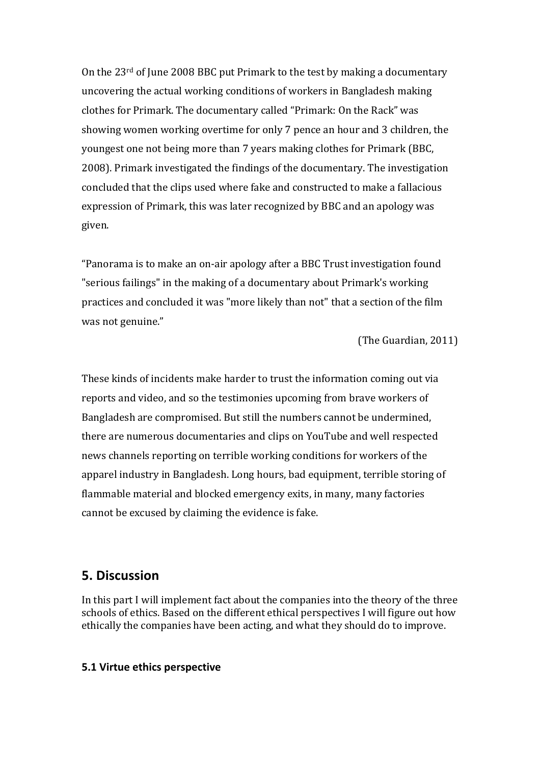On the 23rd of June 2008 BBC put Primark to the test by making a documentary uncovering the actual working conditions of workers in Bangladesh making clothes for Primark. The documentary called "Primark: On the Rack" was showing women working overtime for only 7 pence an hour and 3 children, the youngest one not being more than 7 years making clothes for Primark (BBC, 2008). Primark investigated the findings of the documentary. The investigation concluded that the clips used where fake and constructed to make a fallacious expression of Primark, this was later recognized by BBC and an apology was given.

"Panorama is to make an on-air apology after a BBC Trust investigation found "serious failings" in the making of a documentary about Primark's working practices and concluded it was "more likely than not" that a section of the film was not genuine."

(The Guardian, 2011)

These kinds of incidents make harder to trust the information coming out via reports and video, and so the testimonies upcoming from brave workers of Bangladesh are compromised. But still the numbers cannot be undermined, there are numerous documentaries and clips on YouTube and well respected news channels reporting on terrible working conditions for workers of the apparel industry in Bangladesh. Long hours, bad equipment, terrible storing of flammable material and blocked emergency exits, in many, many factories cannot be excused by claiming the evidence is fake.

## 5. Discussion

In this part I will implement fact about the companies into the theory of the three schools of ethics. Based on the different ethical perspectives I will figure out how ethically the companies have been acting, and what they should do to improve.

### 5.1 Virtue ethics perspective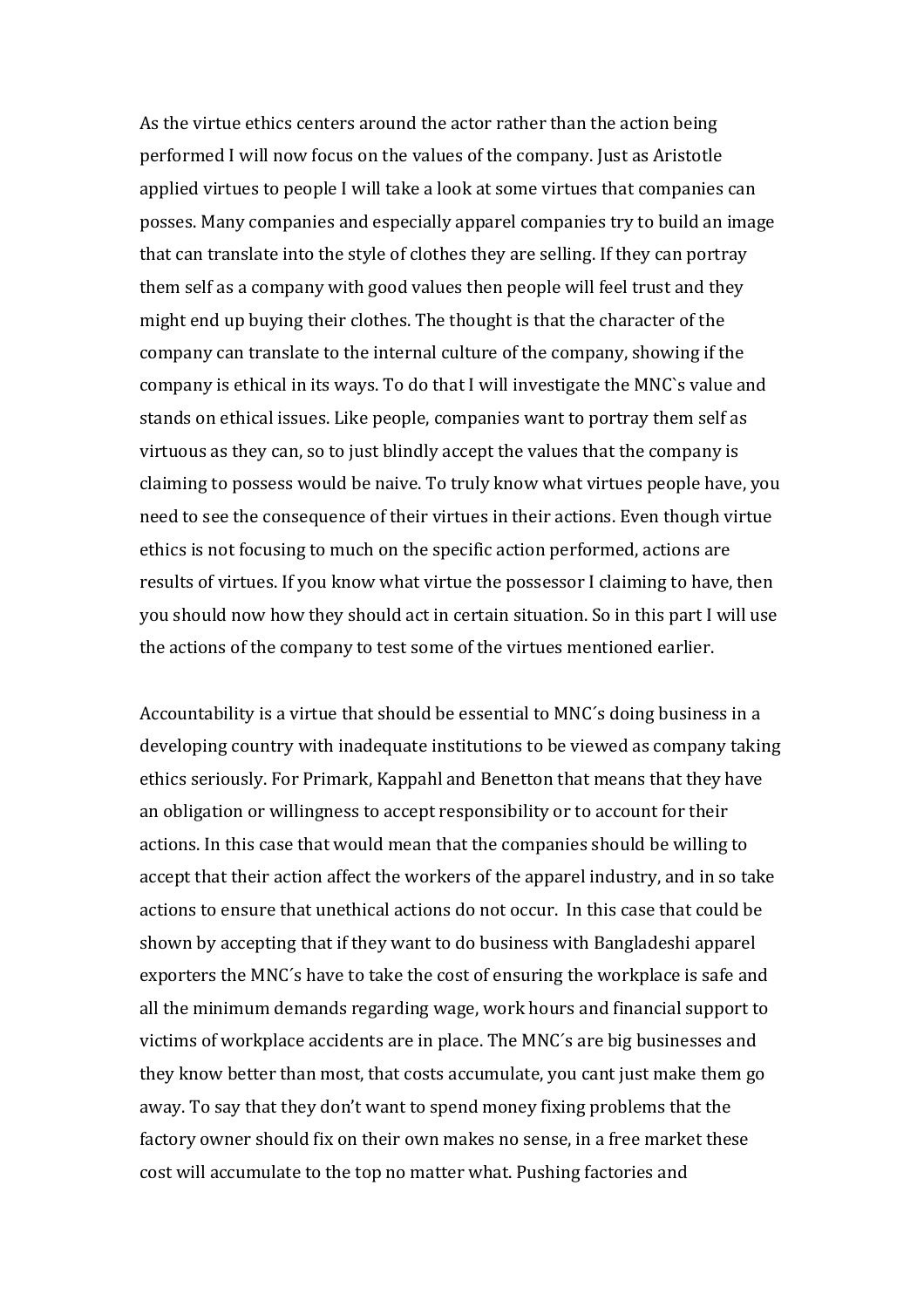As the virtue ethics centers around the actor rather than the action being performed I will now focus on the values of the company. Just as Aristotle applied virtues to people I will take a look at some virtues that companies can posses. Many companies and especially apparel companies try to build an image that can translate into the style of clothes they are selling. If they can portray them self as a company with good values then people will feel trust and they might end up buying their clothes. The thought is that the character of the company can translate to the internal culture of the company, showing if the company is ethical in its ways. To do that I will investigate the MNC`s value and stands on ethical issues. Like people, companies want to portray them self as virtuous as they can, so to just blindly accept the values that the company is claiming to possess would be naive. To truly know what virtues people have, you need to see the consequence of their virtues in their actions. Even though virtue ethics is not focusing to much on the specific action performed, actions are results of virtues. If you know what virtue the possessor I claiming to have, then you should now how they should act in certain situation. So in this part I will use the actions of the company to test some of the virtues mentioned earlier.

Accountability is a virtue that should be essential to MNC´s doing business in a developing country with inadequate institutions to be viewed as company taking ethics seriously. For Primark, Kappahl and Benetton that means that they have an obligation or willingness to accept responsibility or to account for their actions. In this case that would mean that the companies should be willing to accept that their action affect the workers of the apparel industry, and in so take actions to ensure that unethical actions do not occur. In this case that could be shown by accepting that if they want to do business with Bangladeshi apparel exporters the MNC´s have to take the cost of ensuring the workplace is safe and all the minimum demands regarding wage, work hours and financial support to victims of workplace accidents are in place. The MNC´s are big businesses and they know better than most, that costs accumulate, you cant just make them go away. To say that they don't want to spend money fixing problems that the factory owner should fix on their own makes no sense, in a free market these cost will accumulate to the top no matter what. Pushing factories and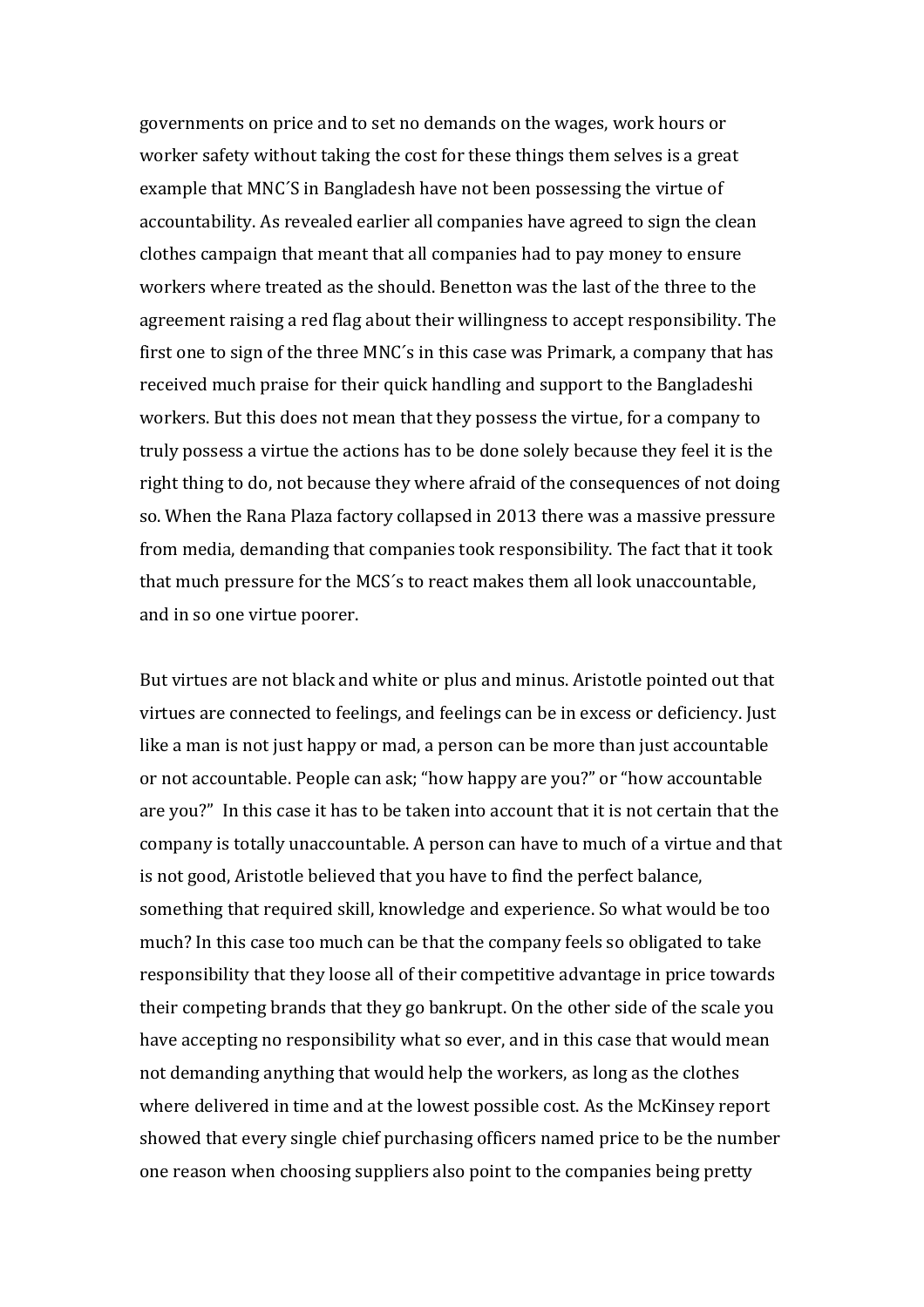governments on price and to set no demands on the wages, work hours or worker safety without taking the cost for these things them selves is a great example that MNC´S in Bangladesh have not been possessing the virtue of accountability. As revealed earlier all companies have agreed to sign the clean clothes campaign that meant that all companies had to pay money to ensure workers where treated as the should. Benetton was the last of the three to the agreement raising a red flag about their willingness to accept responsibility. The first one to sign of the three MNC´s in this case was Primark, a company that has received much praise for their quick handling and support to the Bangladeshi workers. But this does not mean that they possess the virtue, for a company to truly possess a virtue the actions has to be done solely because they feel it is the right thing to do, not because they where afraid of the consequences of not doing so. When the Rana Plaza factory collapsed in 2013 there was a massive pressure from media, demanding that companies took responsibility. The fact that it took that much pressure for the MCS´s to react makes them all look unaccountable, and in so one virtue poorer.

But virtues are not black and white or plus and minus. Aristotle pointed out that virtues are connected to feelings, and feelings can be in excess or deficiency. Just like a man is not just happy or mad, a person can be more than just accountable or not accountable. People can ask; "how happy are you?" or "how accountable are you?" In this case it has to be taken into account that it is not certain that the company is totally unaccountable. A person can have to much of a virtue and that is not good, Aristotle believed that you have to find the perfect balance, something that required skill, knowledge and experience. So what would be too much? In this case too much can be that the company feels so obligated to take responsibility that they loose all of their competitive advantage in price towards their competing brands that they go bankrupt. On the other side of the scale you have accepting no responsibility what so ever, and in this case that would mean not demanding anything that would help the workers, as long as the clothes where delivered in time and at the lowest possible cost. As the McKinsey report showed that every single chief purchasing officers named price to be the number one reason when choosing suppliers also point to the companies being pretty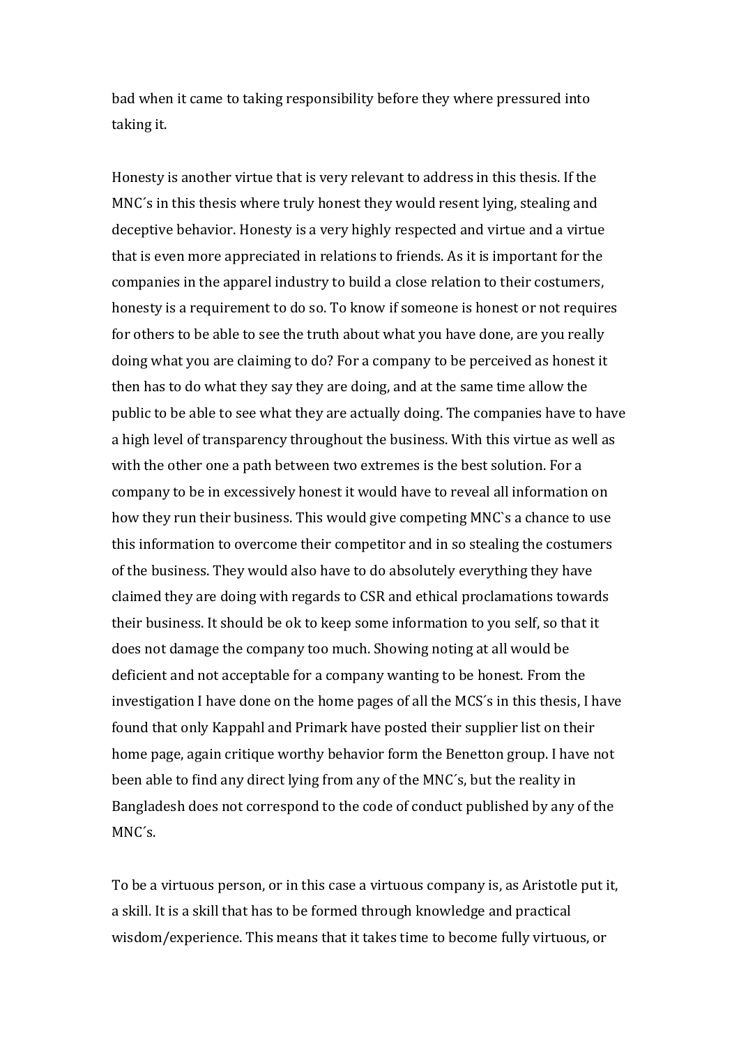bad when it came to taking responsibility before they where pressured into taking it.

Honesty is another virtue that is very relevant to address in this thesis. If the MNC´s in this thesis where truly honest they would resent lying, stealing and deceptive behavior. Honesty is a very highly respected and virtue and a virtue that is even more appreciated in relations to friends. As it is important for the companies in the apparel industry to build a close relation to their costumers, honesty is a requirement to do so. To know if someone is honest or not requires for others to be able to see the truth about what you have done, are you really doing what you are claiming to do? For a company to be perceived as honest it then has to do what they say they are doing, and at the same time allow the public to be able to see what they are actually doing. The companies have to have a high level of transparency throughout the business. With this virtue as well as with the other one a path between two extremes is the best solution. For a company to be in excessively honest it would have to reveal all information on how they run their business. This would give competing MNC`s a chance to use this information to overcome their competitor and in so stealing the costumers of the business. They would also have to do absolutely everything they have claimed they are doing with regards to CSR and ethical proclamations towards their business. It should be ok to keep some information to you self, so that it does not damage the company too much. Showing noting at all would be deficient and not acceptable for a company wanting to be honest. From the investigation I have done on the home pages of all the MCS´s in this thesis, I have found that only Kappahl and Primark have posted their supplier list on their home page, again critique worthy behavior form the Benetton group. I have not been able to find any direct lying from any of the MNC´s, but the reality in Bangladesh does not correspond to the code of conduct published by any of the MNC´s.

To be a virtuous person, or in this case a virtuous company is, as Aristotle put it, a skill. It is a skill that has to be formed through knowledge and practical wisdom/experience. This means that it takes time to become fully virtuous, or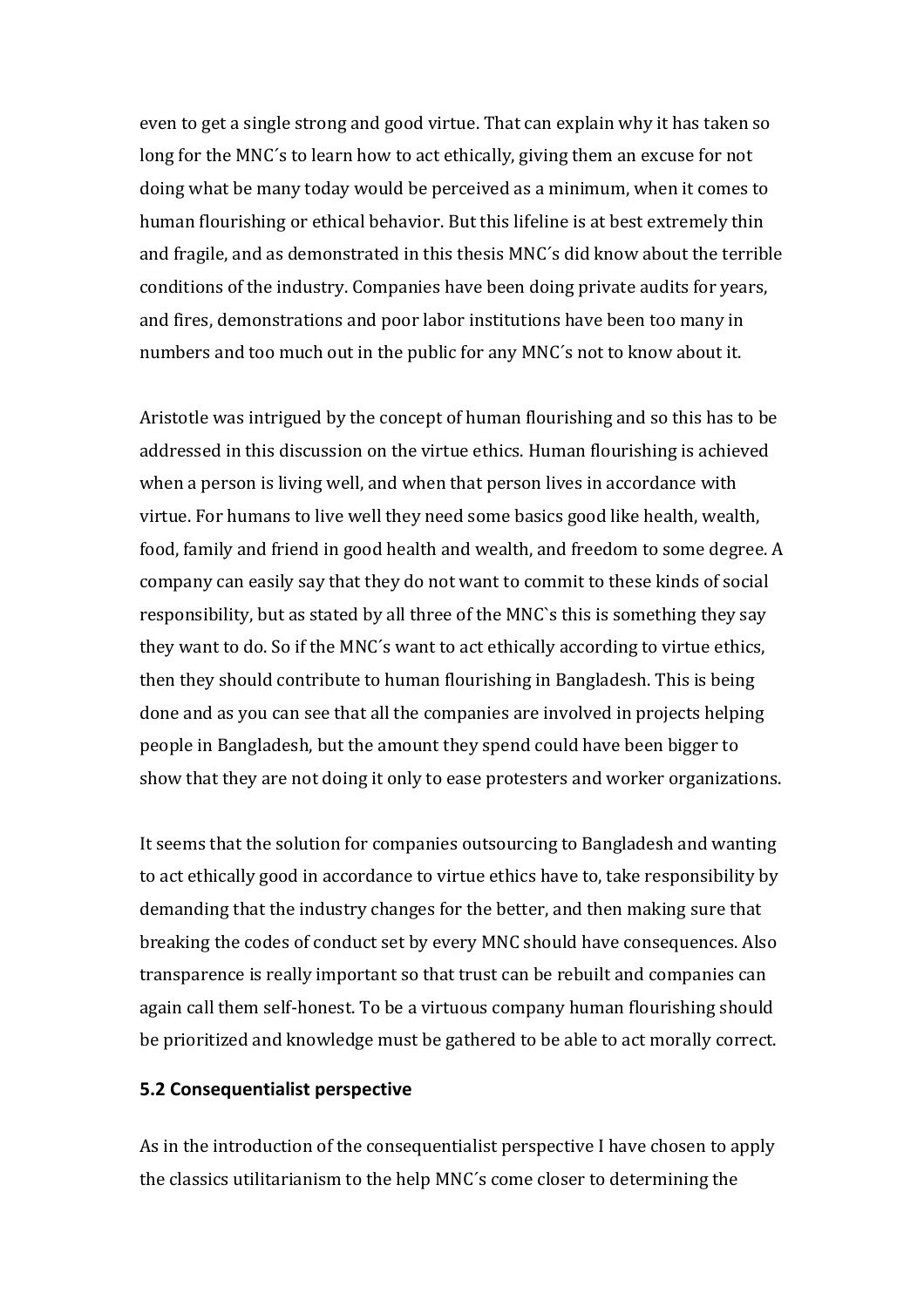even to get a single strong and good virtue. That can explain why it has taken so long for the MNC´s to learn how to act ethically, giving them an excuse for not doing what be many today would be perceived as a minimum, when it comes to human flourishing or ethical behavior. But this lifeline is at best extremely thin and fragile, and as demonstrated in this thesis MNC´s did know about the terrible conditions of the industry. Companies have been doing private audits for years, and fires, demonstrations and poor labor institutions have been too many in numbers and too much out in the public for any MNC´s not to know about it.

Aristotle was intrigued by the concept of human flourishing and so this has to be addressed in this discussion on the virtue ethics. Human flourishing is achieved when a person is living well, and when that person lives in accordance with virtue. For humans to live well they need some basics good like health, wealth, food, family and friend in good health and wealth, and freedom to some degree. A company can easily say that they do not want to commit to these kinds of social responsibility, but as stated by all three of the MNC`s this is something they say they want to do. So if the MNC´s want to act ethically according to virtue ethics, then they should contribute to human flourishing in Bangladesh. This is being done and as you can see that all the companies are involved in projects helping people in Bangladesh, but the amount they spend could have been bigger to show that they are not doing it only to ease protesters and worker organizations.

It seems that the solution for companies outsourcing to Bangladesh and wanting to act ethically good in accordance to virtue ethics have to, take responsibility by demanding that the industry changes for the better, and then making sure that breaking the codes of conduct set by every MNC should have consequences. Also transparence is really important so that trust can be rebuilt and companies can again call them self-honest. To be a virtuous company human flourishing should be prioritized and knowledge must be gathered to be able to act morally correct.

### 5.2 Consequentialist perspective

As in the introduction of the consequentialist perspective I have chosen to apply the classics utilitarianism to the help MNC´s come closer to determining the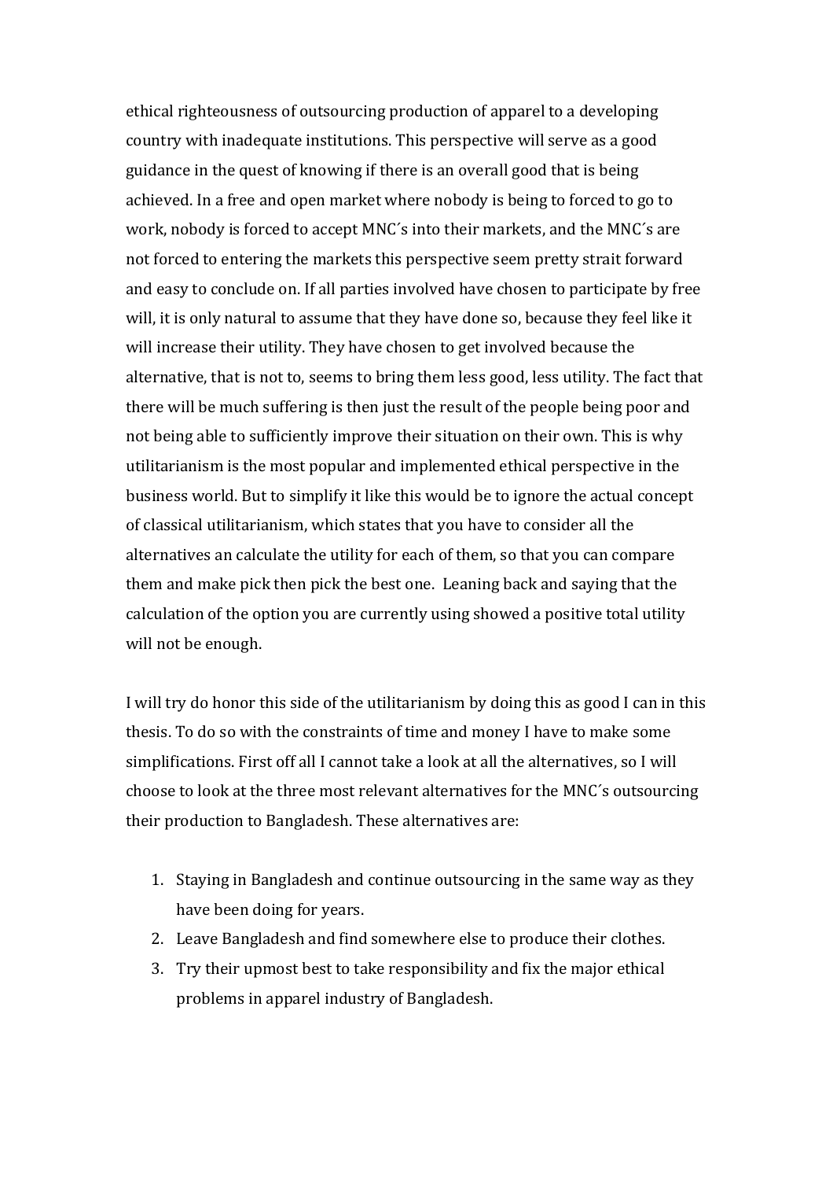ethical righteousness of outsourcing production of apparel to a developing country with inadequate institutions. This perspective will serve as a good guidance in the quest of knowing if there is an overall good that is being achieved. In a free and open market where nobody is being to forced to go to work, nobody is forced to accept MNC´s into their markets, and the MNC´s are not forced to entering the markets this perspective seem pretty strait forward and easy to conclude on. If all parties involved have chosen to participate by free will, it is only natural to assume that they have done so, because they feel like it will increase their utility. They have chosen to get involved because the alternative, that is not to, seems to bring them less good, less utility. The fact that there will be much suffering is then just the result of the people being poor and not being able to sufficiently improve their situation on their own. This is why utilitarianism is the most popular and implemented ethical perspective in the business world. But to simplify it like this would be to ignore the actual concept of classical utilitarianism, which states that you have to consider all the alternatives an calculate the utility for each of them, so that you can compare them and make pick then pick the best one. Leaning back and saying that the calculation of the option you are currently using showed a positive total utility will not be enough.

I will try do honor this side of the utilitarianism by doing this as good I can in this thesis. To do so with the constraints of time and money I have to make some simplifications. First off all I cannot take a look at all the alternatives, so I will choose to look at the three most relevant alternatives for the MNC´s outsourcing their production to Bangladesh. These alternatives are:

1. Staying in Bangladesh and continue outsourcing in the same way as they have been doing for years.
2. Leave Bangladesh and find somewhere else to produce their clothes.
3. Try their upmost best to take responsibility and fix the major ethical problems in apparel industry of Bangladesh.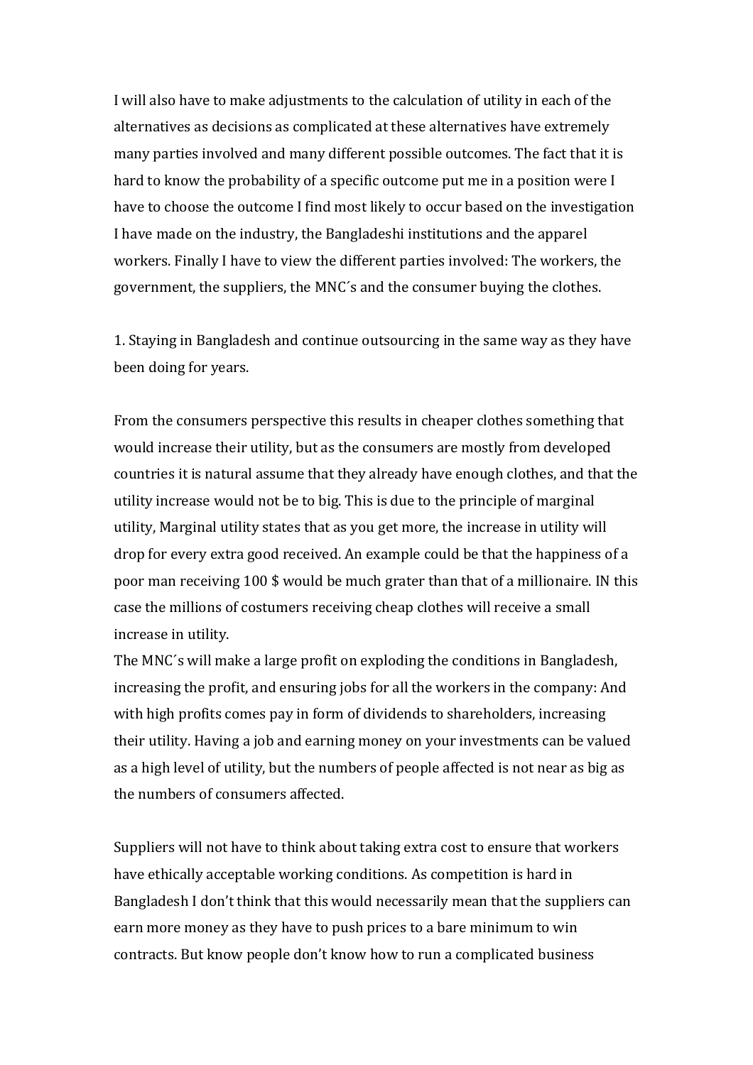I will also have to make adjustments to the calculation of utility in each of the alternatives as decisions as complicated at these alternatives have extremely many parties involved and many different possible outcomes. The fact that it is hard to know the probability of a specific outcome put me in a position were I have to choose the outcome I find most likely to occur based on the investigation I have made on the industry, the Bangladeshi institutions and the apparel workers. Finally I have to view the different parties involved: The workers, the government, the suppliers, the MNC´s and the consumer buying the clothes.

1. Staying in Bangladesh and continue outsourcing in the same way as they have been doing for years.

From the consumers perspective this results in cheaper clothes something that would increase their utility, but as the consumers are mostly from developed countries it is natural assume that they already have enough clothes, and that the utility increase would not be to big. This is due to the principle of marginal utility, Marginal utility states that as you get more, the increase in utility will drop for every extra good received. An example could be that the happiness of a poor man receiving 100 $ would be much grater than that of a millionaire. IN this case the millions of costumers receiving cheap clothes will receive a small increase in utility.
The MNC´s will make a large profit on exploding the conditions in Bangladesh, increasing the profit, and ensuring jobs for all the workers in the company: And with high profits comes pay in form of dividends to shareholders, increasing their utility. Having a job and earning money on your investments can be valued as a high level of utility, but the numbers of people affected is not near as big as the numbers of consumers affected.

Suppliers will not have to think about taking extra cost to ensure that workers have ethically acceptable working conditions. As competition is hard in Bangladesh I don't think that this would necessarily mean that the suppliers can earn more money as they have to push prices to a bare minimum to win contracts. But know people don't know how to run a complicated business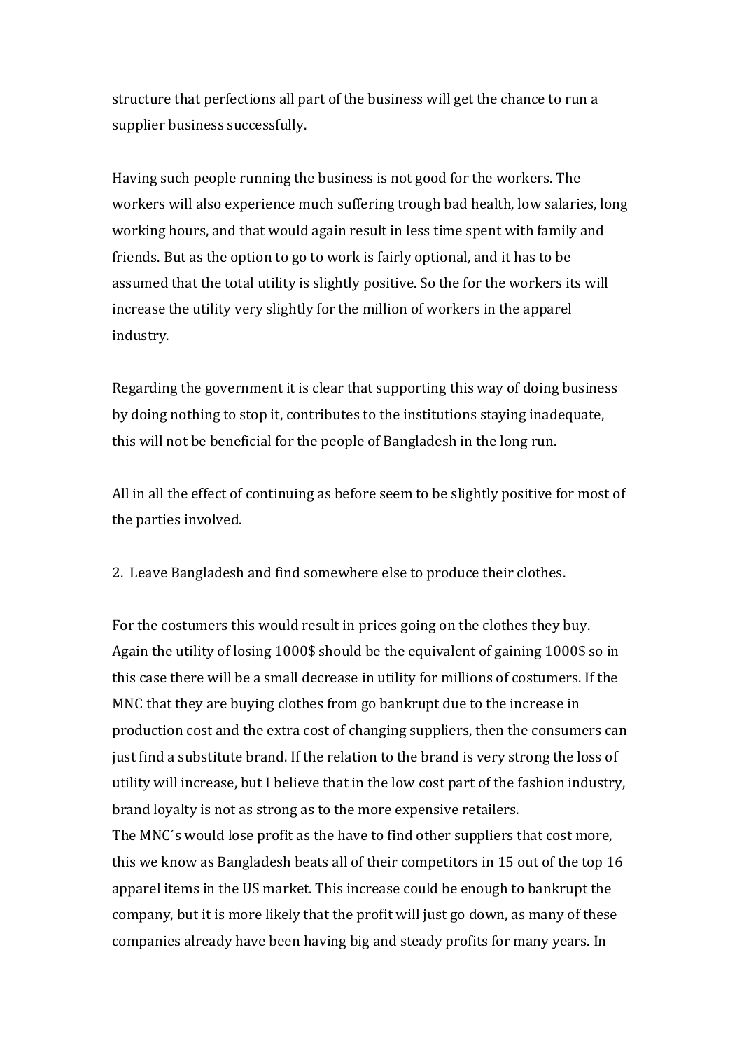structure that perfections all part of the business will get the chance to run a supplier business successfully.

Having such people running the business is not good for the workers. The workers will also experience much suffering trough bad health, low salaries, long working hours, and that would again result in less time spent with family and friends. But as the option to go to work is fairly optional, and it has to be assumed that the total utility is slightly positive. So the for the workers its will increase the utility very slightly for the million of workers in the apparel industry.

Regarding the government it is clear that supporting this way of doing business by doing nothing to stop it, contributes to the institutions staying inadequate, this will not be beneficial for the people of Bangladesh in the long run.

All in all the effect of continuing as before seem to be slightly positive for most of the parties involved.

2. Leave Bangladesh and find somewhere else to produce their clothes.

For the costumers this would result in prices going on the clothes they buy. Again the utility of losing 1000$ should be the equivalent of gaining 1000$ so in this case there will be a small decrease in utility for millions of costumers. If the MNC that they are buying clothes from go bankrupt due to the increase in production cost and the extra cost of changing suppliers, then the consumers can just find a substitute brand. If the relation to the brand is very strong the loss of utility will increase, but I believe that in the low cost part of the fashion industry, brand loyalty is not as strong as to the more expensive retailers.
The MNC´s would lose profit as the have to find other suppliers that cost more, this we know as Bangladesh beats all of their competitors in 15 out of the top 16 apparel items in the US market. This increase could be enough to bankrupt the company, but it is more likely that the profit will just go down, as many of these companies already have been having big and steady profits for many years. In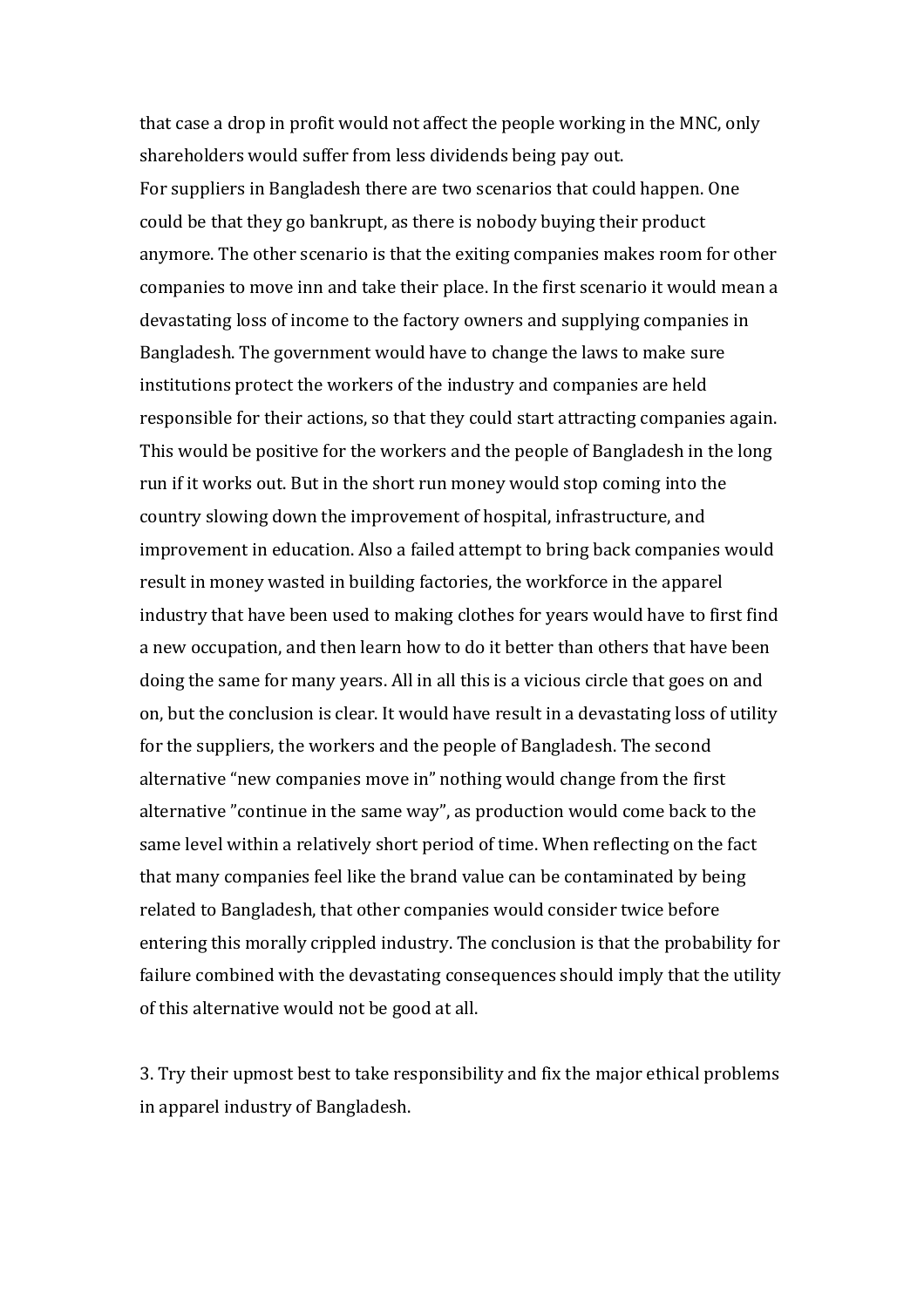that case a drop in profit would not affect the people working in the MNC, only shareholders would suffer from less dividends being pay out.

For suppliers in Bangladesh there are two scenarios that could happen. One could be that they go bankrupt, as there is nobody buying their product anymore. The other scenario is that the exiting companies makes room for other companies to move inn and take their place. In the first scenario it would mean a devastating loss of income to the factory owners and supplying companies in Bangladesh. The government would have to change the laws to make sure institutions protect the workers of the industry and companies are held responsible for their actions, so that they could start attracting companies again. This would be positive for the workers and the people of Bangladesh in the long run if it works out. But in the short run money would stop coming into the country slowing down the improvement of hospital, infrastructure, and improvement in education. Also a failed attempt to bring back companies would result in money wasted in building factories, the workforce in the apparel industry that have been used to making clothes for years would have to first find a new occupation, and then learn how to do it better than others that have been doing the same for many years. All in all this is a vicious circle that goes on and on, but the conclusion is clear. It would have result in a devastating loss of utility for the suppliers, the workers and the people of Bangladesh. The second alternative "new companies move in" nothing would change from the first alternative "continue in the same way", as production would come back to the same level within a relatively short period of time. When reflecting on the fact that many companies feel like the brand value can be contaminated by being related to Bangladesh, that other companies would consider twice before entering this morally crippled industry. The conclusion is that the probability for failure combined with the devastating consequences should imply that the utility of this alternative would not be good at all.

3. Try their upmost best to take responsibility and fix the major ethical problems in apparel industry of Bangladesh.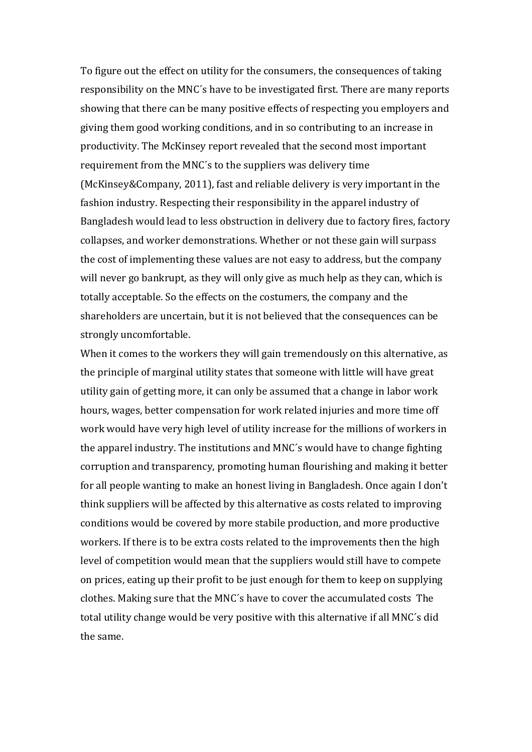To figure out the effect on utility for the consumers, the consequences of taking responsibility on the MNC´s have to be investigated first. There are many reports showing that there can be many positive effects of respecting you employers and giving them good working conditions, and in so contributing to an increase in productivity. The McKinsey report revealed that the second most important requirement from the MNC´s to the suppliers was delivery time (McKinsey&Company, 2011), fast and reliable delivery is very important in the fashion industry. Respecting their responsibility in the apparel industry of Bangladesh would lead to less obstruction in delivery due to factory fires, factory collapses, and worker demonstrations. Whether or not these gain will surpass the cost of implementing these values are not easy to address, but the company will never go bankrupt, as they will only give as much help as they can, which is totally acceptable. So the effects on the costumers, the company and the shareholders are uncertain, but it is not believed that the consequences can be strongly uncomfortable.

When it comes to the workers they will gain tremendously on this alternative, as the principle of marginal utility states that someone with little will have great utility gain of getting more, it can only be assumed that a change in labor work hours, wages, better compensation for work related injuries and more time off work would have very high level of utility increase for the millions of workers in the apparel industry. The institutions and MNC´s would have to change fighting corruption and transparency, promoting human flourishing and making it better for all people wanting to make an honest living in Bangladesh. Once again I don't think suppliers will be affected by this alternative as costs related to improving conditions would be covered by more stabile production, and more productive workers. If there is to be extra costs related to the improvements then the high level of competition would mean that the suppliers would still have to compete on prices, eating up their profit to be just enough for them to keep on supplying clothes. Making sure that the MNC´s have to cover the accumulated costs The total utility change would be very positive with this alternative if all MNC´s did the same.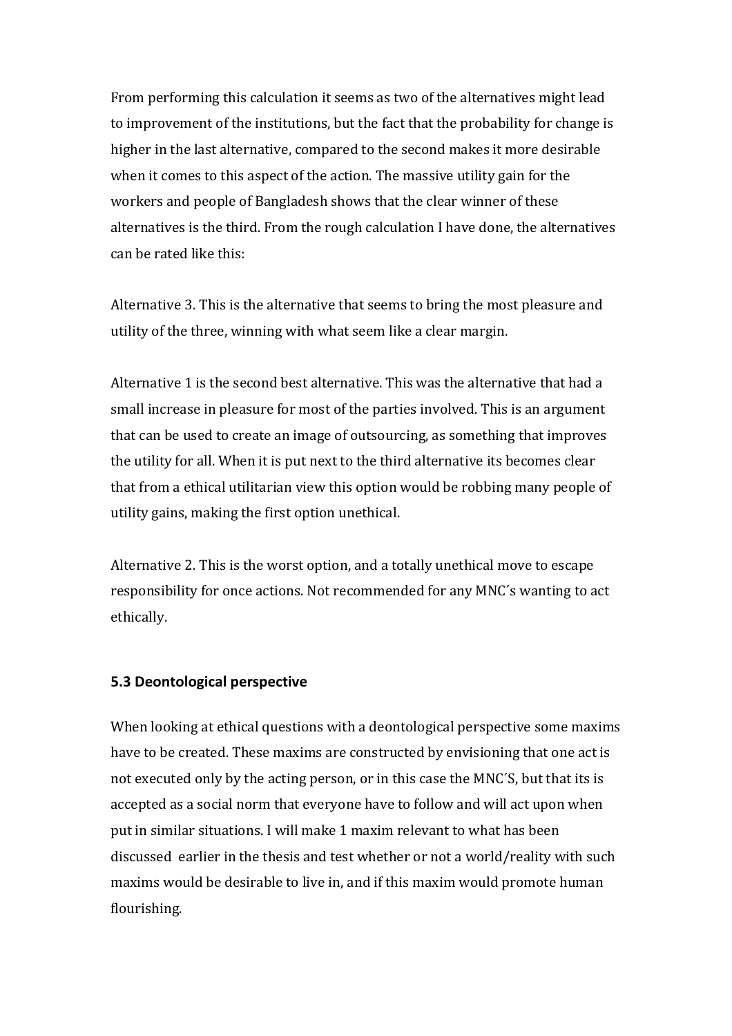From performing this calculation it seems as two of the alternatives might lead to improvement of the institutions, but the fact that the probability for change is higher in the last alternative, compared to the second makes it more desirable when it comes to this aspect of the action. The massive utility gain for the workers and people of Bangladesh shows that the clear winner of these alternatives is the third. From the rough calculation I have done, the alternatives can be rated like this:

Alternative 3. This is the alternative that seems to bring the most pleasure and utility of the three, winning with what seem like a clear margin.

Alternative 1 is the second best alternative. This was the alternative that had a small increase in pleasure for most of the parties involved. This is an argument that can be used to create an image of outsourcing, as something that improves the utility for all. When it is put next to the third alternative its becomes clear that from a ethical utilitarian view this option would be robbing many people of utility gains, making the first option unethical.

Alternative 2. This is the worst option, and a totally unethical move to escape responsibility for once actions. Not recommended for any MNC´s wanting to act ethically.

### 5.3 Deontological perspective

When looking at ethical questions with a deontological perspective some maxims have to be created. These maxims are constructed by envisioning that one act is not executed only by the acting person, or in this case the MNC´S, but that its is accepted as a social norm that everyone have to follow and will act upon when put in similar situations. I will make 1 maxim relevant to what has been discussed earlier in the thesis and test whether or not a world/reality with such maxims would be desirable to live in, and if this maxim would promote human flourishing.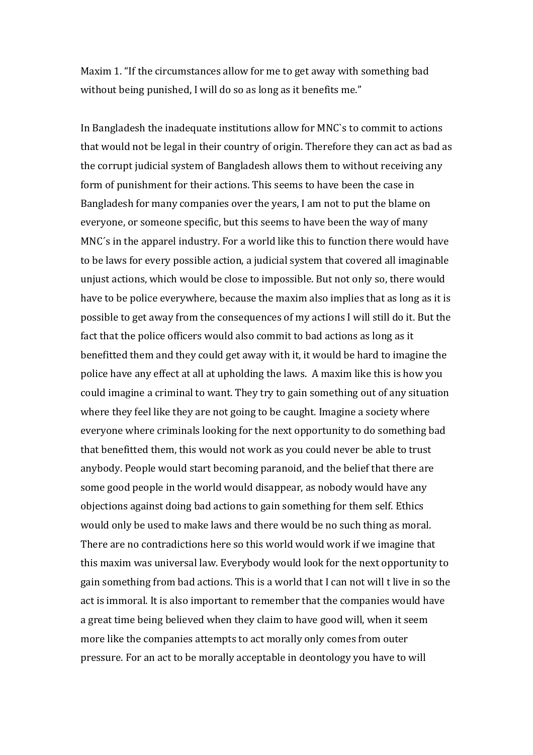Maxim 1. "If the circumstances allow for me to get away with something bad without being punished, I will do so as long as it benefits me."

In Bangladesh the inadequate institutions allow for MNC`s to commit to actions that would not be legal in their country of origin. Therefore they can act as bad as the corrupt judicial system of Bangladesh allows them to without receiving any form of punishment for their actions. This seems to have been the case in Bangladesh for many companies over the years, I am not to put the blame on everyone, or someone specific, but this seems to have been the way of many MNC´s in the apparel industry. For a world like this to function there would have to be laws for every possible action, a judicial system that covered all imaginable unjust actions, which would be close to impossible. But not only so, there would have to be police everywhere, because the maxim also implies that as long as it is possible to get away from the consequences of my actions I will still do it. But the fact that the police officers would also commit to bad actions as long as it benefitted them and they could get away with it, it would be hard to imagine the police have any effect at all at upholding the laws. A maxim like this is how you could imagine a criminal to want. They try to gain something out of any situation where they feel like they are not going to be caught. Imagine a society where everyone where criminals looking for the next opportunity to do something bad that benefitted them, this would not work as you could never be able to trust anybody. People would start becoming paranoid, and the belief that there are some good people in the world would disappear, as nobody would have any objections against doing bad actions to gain something for them self. Ethics would only be used to make laws and there would be no such thing as moral. There are no contradictions here so this world would work if we imagine that this maxim was universal law. Everybody would look for the next opportunity to gain something from bad actions. This is a world that I can not will t live in so the act is immoral. It is also important to remember that the companies would have a great time being believed when they claim to have good will, when it seem more like the companies attempts to act morally only comes from outer pressure. For an act to be morally acceptable in deontology you have to will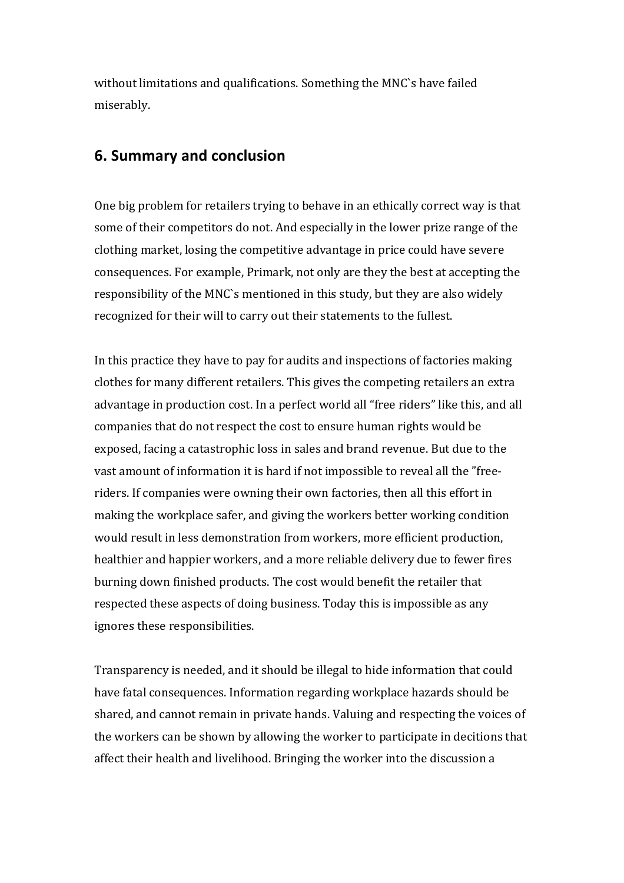without limitations and qualifications. Something the MNC`s have failed miserably.

## 6. Summary and conclusion

One big problem for retailers trying to behave in an ethically correct way is that some of their competitors do not. And especially in the lower prize range of the clothing market, losing the competitive advantage in price could have severe consequences. For example, Primark, not only are they the best at accepting the responsibility of the MNC`s mentioned in this study, but they are also widely recognized for their will to carry out their statements to the fullest.

In this practice they have to pay for audits and inspections of factories making clothes for many different retailers. This gives the competing retailers an extra advantage in production cost. In a perfect world all "free riders" like this, and all companies that do not respect the cost to ensure human rights would be exposed, facing a catastrophic loss in sales and brand revenue. But due to the vast amount of information it is hard if not impossible to reveal all the "free-riders. If companies were owning their own factories, then all this effort in making the workplace safer, and giving the workers better working condition would result in less demonstration from workers, more efficient production, healthier and happier workers, and a more reliable delivery due to fewer fires burning down finished products. The cost would benefit the retailer that respected these aspects of doing business. Today this is impossible as any ignores these responsibilities.

Transparency is needed, and it should be illegal to hide information that could have fatal consequences. Information regarding workplace hazards should be shared, and cannot remain in private hands. Valuing and respecting the voices of the workers can be shown by allowing the worker to participate in decitions that affect their health and livelihood. Bringing the worker into the discussion a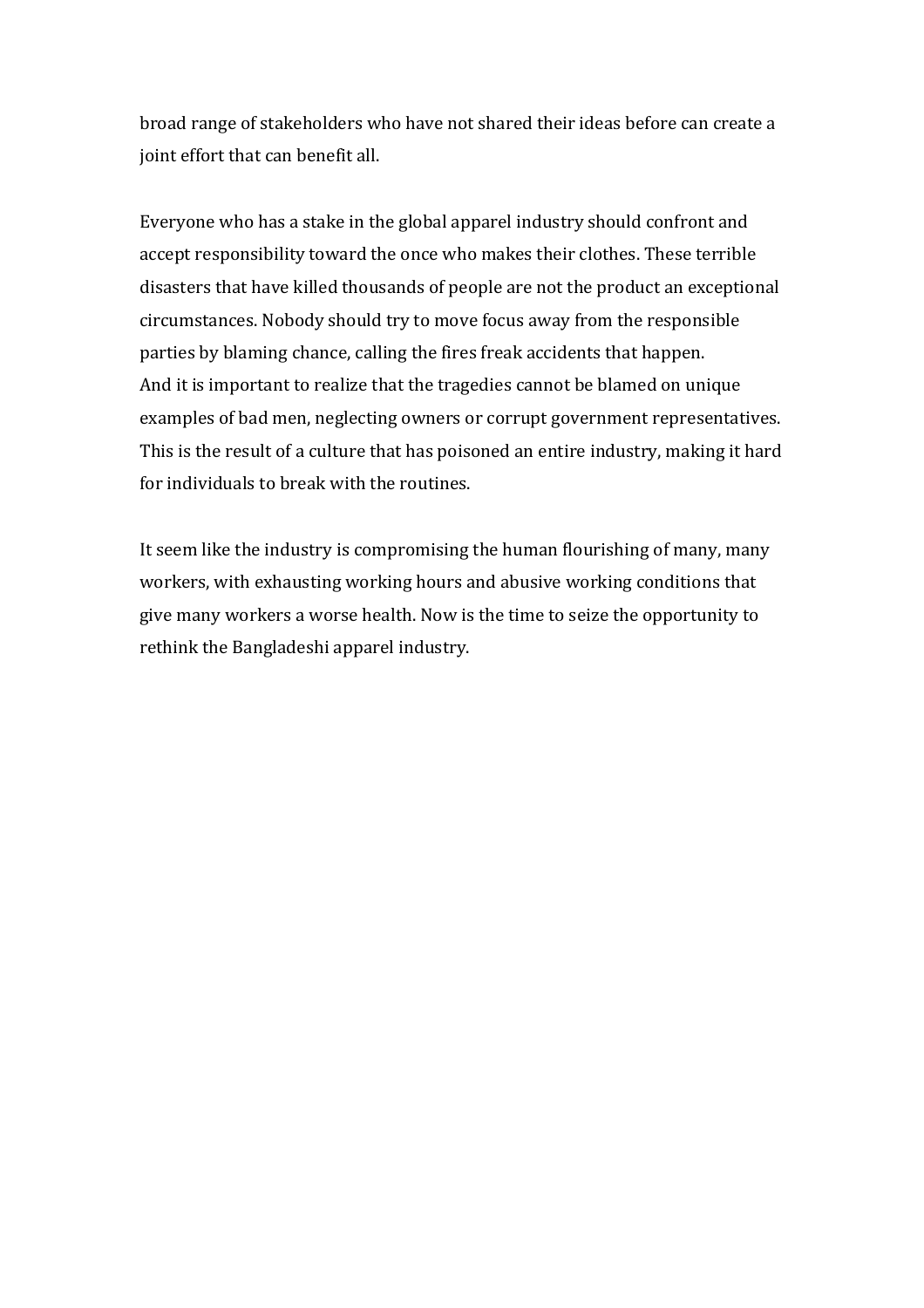broad range of stakeholders who have not shared their ideas before can create a joint effort that can benefit all.

Everyone who has a stake in the global apparel industry should confront and accept responsibility toward the once who makes their clothes. These terrible disasters that have killed thousands of people are not the product an exceptional circumstances. Nobody should try to move focus away from the responsible parties by blaming chance, calling the fires freak accidents that happen.
And it is important to realize that the tragedies cannot be blamed on unique examples of bad men, neglecting owners or corrupt government representatives. This is the result of a culture that has poisoned an entire industry, making it hard for individuals to break with the routines.

It seem like the industry is compromising the human flourishing of many, many workers, with exhausting working hours and abusive working conditions that give many workers a worse health. Now is the time to seize the opportunity to rethink the Bangladeshi apparel industry.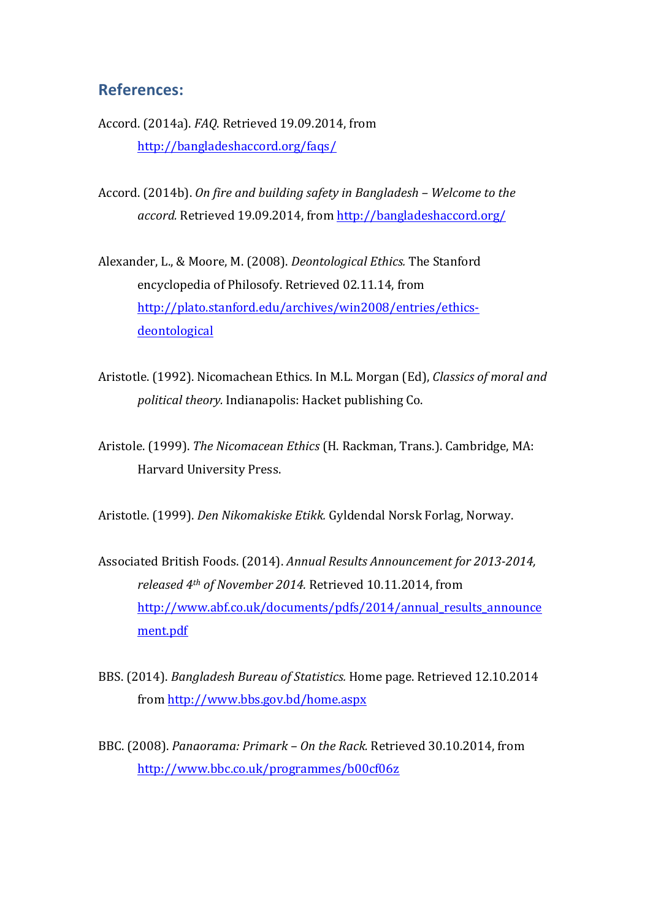## References:

Accord. (2014a). *FAQ*. Retrieved 19.09.2014, from http://bangladeshaccord.org/faqs/

Accord. (2014b). *On fire and building safety in Bangladesh – Welcome to the accord.* Retrieved 19.09.2014, from http://bangladeshaccord.org/

Alexander, L., & Moore, M. (2008). *Deontological Ethics.* The Stanford encyclopedia of Philosofy. Retrieved 02.11.14, from http://plato.stanford.edu/archives/win2008/entries/ethics-deontological

Aristotle. (1992). Nicomachean Ethics. In M.L. Morgan (Ed), *Classics of moral and political theory.* Indianapolis: Hacket publishing Co.

Aristole. (1999). *The Nicomacean Ethics* (H. Rackman, Trans.). Cambridge, MA: Harvard University Press.

Aristotle. (1999). *Den Nikomakiske Etikk.* Gyldendal Norsk Forlag, Norway.

Associated British Foods. (2014). *Annual Results Announcement for 2013-2014, released 4th of November 2014.* Retrieved 10.11.2014, from http://www.abf.co.uk/documents/pdfs/2014/annual_results_announcement.pdf

BBS. (2014). *Bangladesh Bureau of Statistics.* Home page. Retrieved 12.10.2014 from http://www.bbs.gov.bd/home.aspx

BBC. (2008). *Panaorama: Primark – On the Rack.* Retrieved 30.10.2014, from http://www.bbc.co.uk/programmes/b00cf06z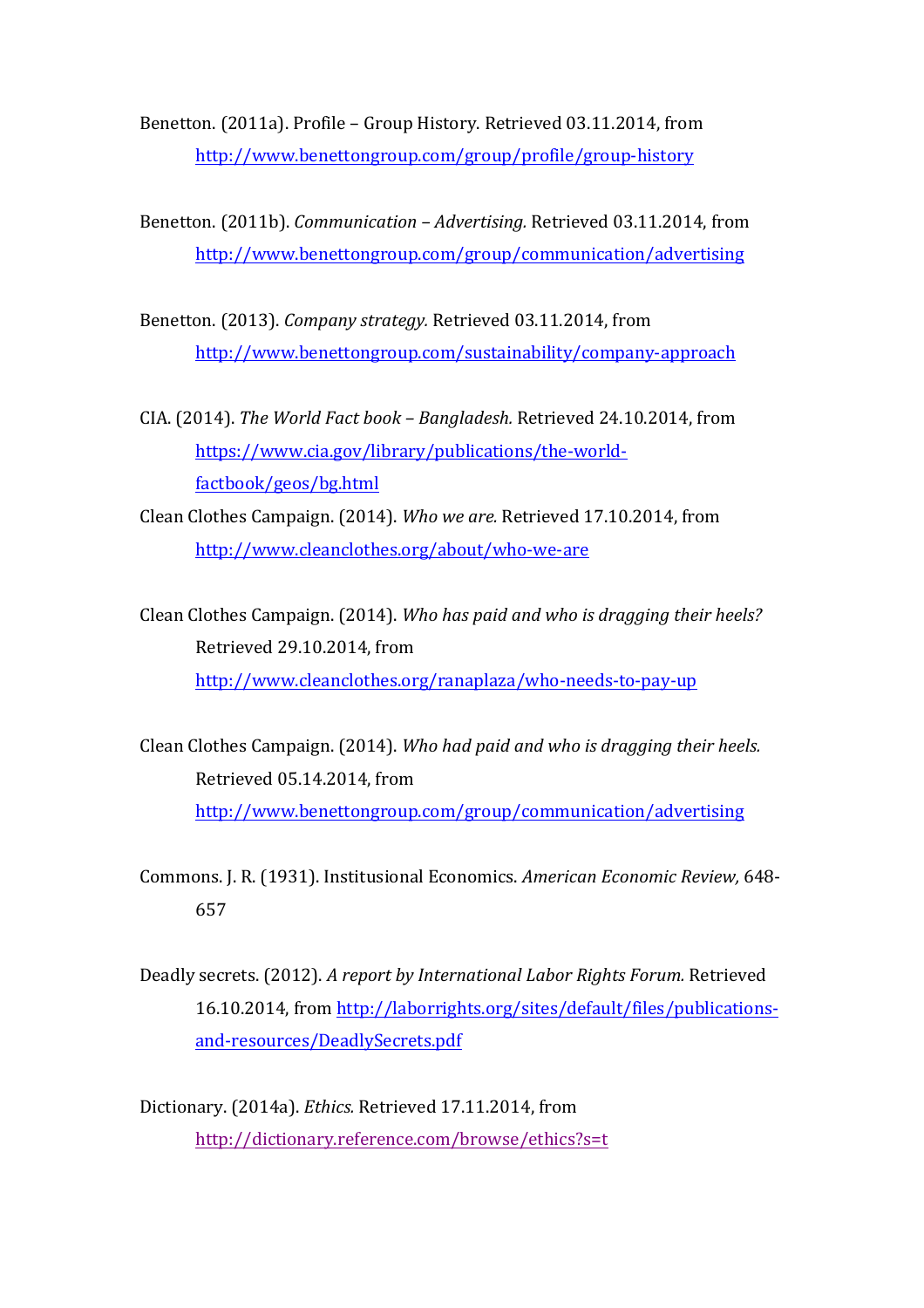Benetton. (2011a). Profile – Group History. Retrieved 03.11.2014, from http://www.benettongroup.com/group/profile/group-history

Benetton. (2011b). *Communication – Advertising.* Retrieved 03.11.2014, from http://www.benettongroup.com/group/communication/advertising

Benetton. (2013). *Company strategy.* Retrieved 03.11.2014, from http://www.benettongroup.com/sustainability/company-approach

CIA. (2014). *The World Fact book – Bangladesh.* Retrieved 24.10.2014, from https://www.cia.gov/library/publications/the-world-factbook/geos/bg.html

Clean Clothes Campaign. (2014). *Who we are.* Retrieved 17.10.2014, from http://www.cleanclothes.org/about/who-we-are

Clean Clothes Campaign. (2014). *Who has paid and who is dragging their heels?* Retrieved 29.10.2014, from http://www.cleanclothes.org/ranaplaza/who-needs-to-pay-up

Clean Clothes Campaign. (2014). *Who had paid and who is dragging their heels.* Retrieved 05.14.2014, from http://www.benettongroup.com/group/communication/advertising

Commons. J. R. (1931). Institusional Economics. *American Economic Review,* 648-657

Deadly secrets. (2012). *A report by International Labor Rights Forum.* Retrieved 16.10.2014, from http://laborrights.org/sites/default/files/publications-and-resources/DeadlySecrets.pdf

Dictionary. (2014a). *Ethics.* Retrieved 17.11.2014, from http://dictionary.reference.com/browse/ethics?s=t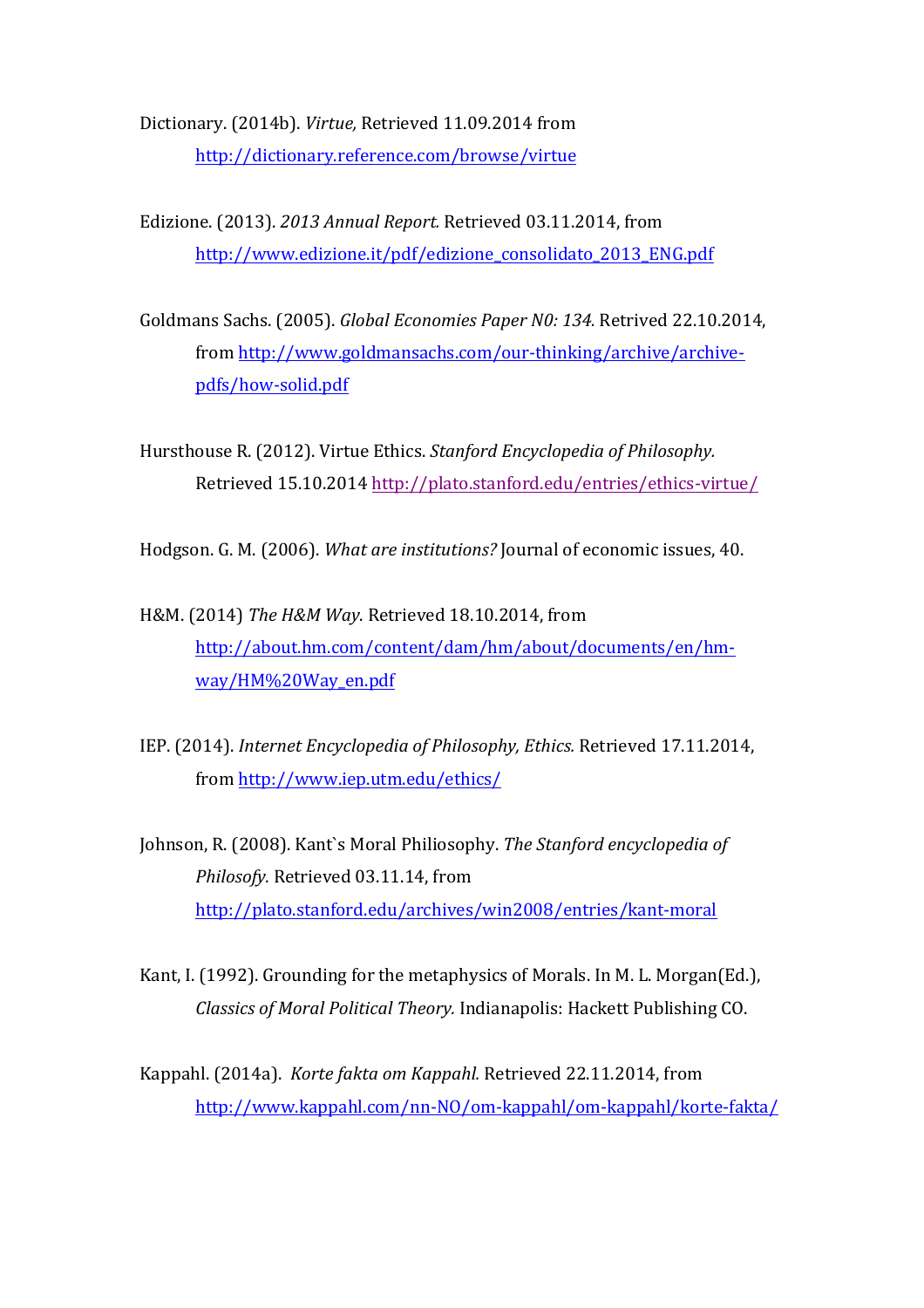Dictionary. (2014b). *Virtue,* Retrieved 11.09.2014 from http://dictionary.reference.com/browse/virtue

Edizione. (2013). *2013 Annual Report.* Retrieved 03.11.2014, from http://www.edizione.it/pdf/edizione_consolidato_2013_ENG.pdf

Goldmans Sachs. (2005). *Global Economies Paper N0: 134.* Retrived 22.10.2014, from http://www.goldmansachs.com/our-thinking/archive/archive-pdfs/how-solid.pdf

Hursthouse R. (2012). Virtue Ethics. *Stanford Encyclopedia of Philosophy.* Retrieved 15.10.2014 http://plato.stanford.edu/entries/ethics-virtue/

Hodgson. G. M. (2006). *What are institutions?* Journal of economic issues, 40.

H&M. (2014) *The H&M Way*. Retrieved 18.10.2014, from http://about.hm.com/content/dam/hm/about/documents/en/hm-way/HM%20Way_en.pdf

IEP. (2014). *Internet Encyclopedia of Philosophy, Ethics.* Retrieved 17.11.2014, from http://www.iep.utm.edu/ethics/

Johnson, R. (2008). Kant`s Moral Philiosophy. *The Stanford encyclopedia of Philosofy.* Retrieved 03.11.14, from http://plato.stanford.edu/archives/win2008/entries/kant-moral

Kant, I. (1992). Grounding for the metaphysics of Morals. In M. L. Morgan(Ed.), *Classics of Moral Political Theory.* Indianapolis: Hackett Publishing CO.

Kappahl. (2014a). *Korte fakta om Kappahl.* Retrieved 22.11.2014, from http://www.kappahl.com/nn-NO/om-kappahl/om-kappahl/korte-fakta/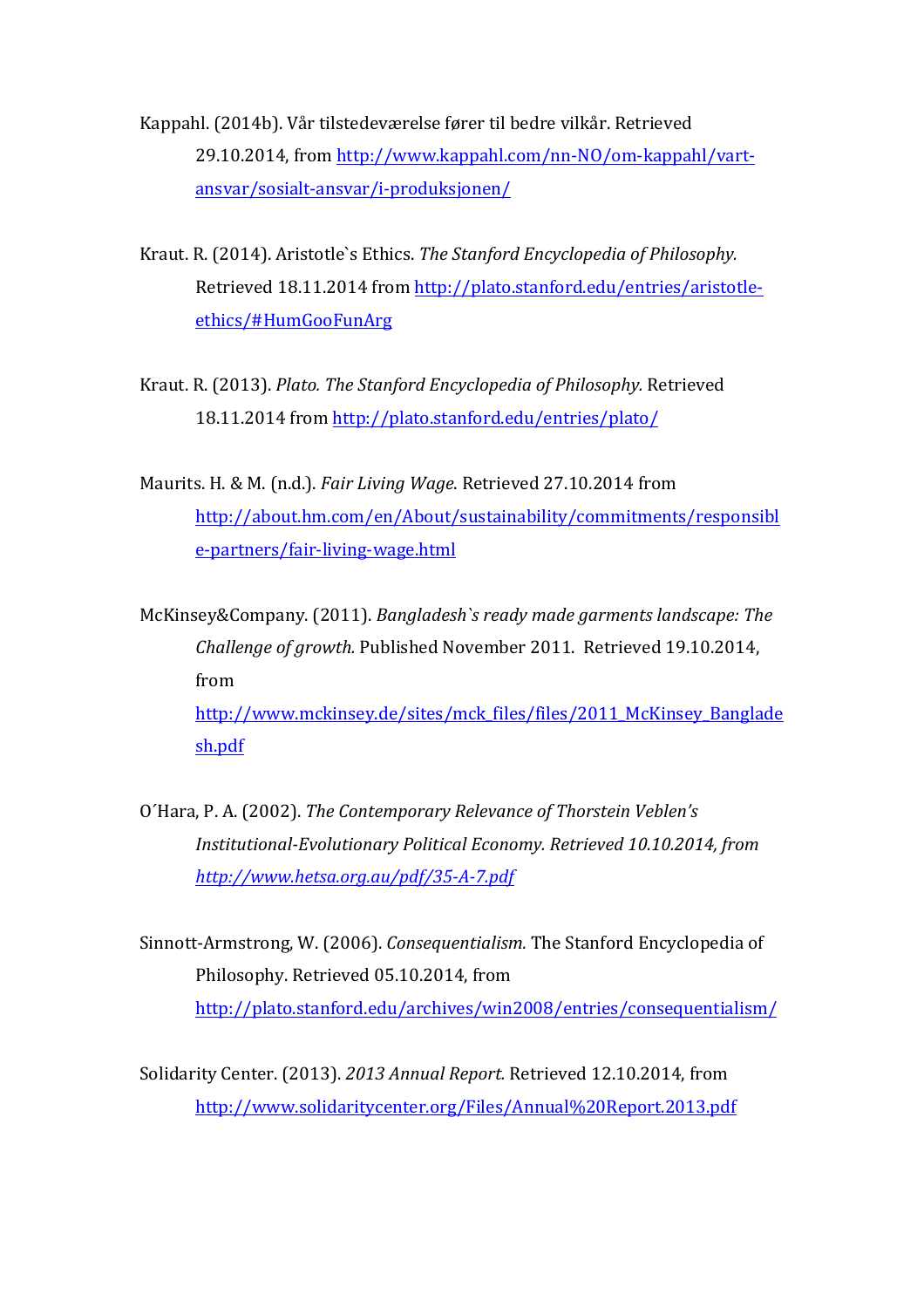Kappahl. (2014b). Vår tilstedeværelse fører til bedre vilkår. Retrieved 29.10.2014, from http://www.kappahl.com/nn-NO/om-kappahl/vart-ansvar/sosialt-ansvar/i-produksjonen/

Kraut. R. (2014). Aristotle`s Ethics. *The Stanford Encyclopedia of Philosophy*. Retrieved 18.11.2014 from http://plato.stanford.edu/entries/aristotle-ethics/#HumGooFunArg

Kraut. R. (2013). *Plato. The Stanford Encyclopedia of Philosophy.* Retrieved 18.11.2014 from http://plato.stanford.edu/entries/plato/

Maurits. H. & M. (n.d.). *Fair Living Wage*. Retrieved 27.10.2014 from http://about.hm.com/en/About/sustainability/commitments/responsible-partners/fair-living-wage.html

McKinsey&Company. (2011). *Bangladesh`s ready made garments landscape: The Challenge of growth.* Published November 2011. Retrieved 19.10.2014, from http://www.mckinsey.de/sites/mck_files/files/2011_McKinsey_Bangladesh.pdf

O´Hara, P. A. (2002). *The Contemporary Relevance of Thorstein Veblen's Institutional-Evolutionary Political Economy. Retrieved 10.10.2014, from http://www.hetsa.org.au/pdf/35-A-7.pdf*

Sinnott-Armstrong, W. (2006). *Consequentialism.* The Stanford Encyclopedia of Philosophy. Retrieved 05.10.2014, from http://plato.stanford.edu/archives/win2008/entries/consequentialism/

Solidarity Center. (2013). *2013 Annual Report.* Retrieved 12.10.2014, from http://www.solidaritycenter.org/Files/Annual%20Report.2013.pdf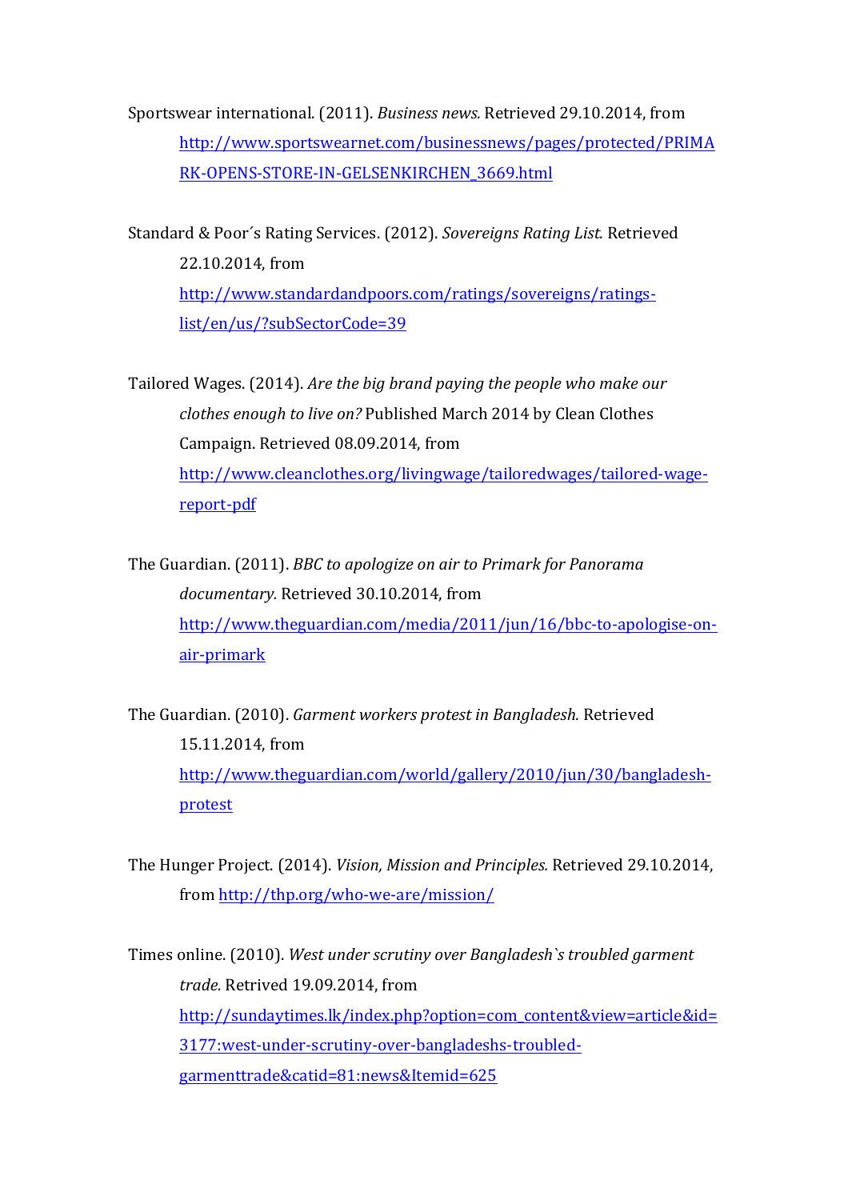Sportswear international. (2011). *Business news.* Retrieved 29.10.2014, from http://www.sportswearnet.com/businessnews/pages/protected/PRIMARK-OPENS-STORE-IN-GELSENKIRCHEN_3669.html

Standard & Poor´s Rating Services. (2012). *Sovereigns Rating List.* Retrieved 22.10.2014, from http://www.standardandpoors.com/ratings/sovereigns/ratings-list/en/us/?subSectorCode=39

Tailored Wages. (2014). *Are the big brand paying the people who make our clothes enough to live on?* Published March 2014 by Clean Clothes Campaign. Retrieved 08.09.2014, from http://www.cleanclothes.org/livingwage/tailoredwages/tailored-wage-report-pdf

The Guardian. (2011). *BBC to apologize on air to Primark for Panorama documentary.* Retrieved 30.10.2014, from http://www.theguardian.com/media/2011/jun/16/bbc-to-apologise-on-air-primark

The Guardian. (2010). *Garment workers protest in Bangladesh.* Retrieved 15.11.2014, from http://www.theguardian.com/world/gallery/2010/jun/30/bangladesh-protest

The Hunger Project. (2014). *Vision, Mission and Principles.* Retrieved 29.10.2014, from http://thp.org/who-we-are/mission/

Times online. (2010). *West under scrutiny over Bangladesh`s troubled garment trade.* Retrived 19.09.2014, from http://sundaytimes.lk/index.php?option=com_content&view=article&id=3177:west-under-scrutiny-over-bangladeshs-troubled-garmenttrade&catid=81:news&Itemid=625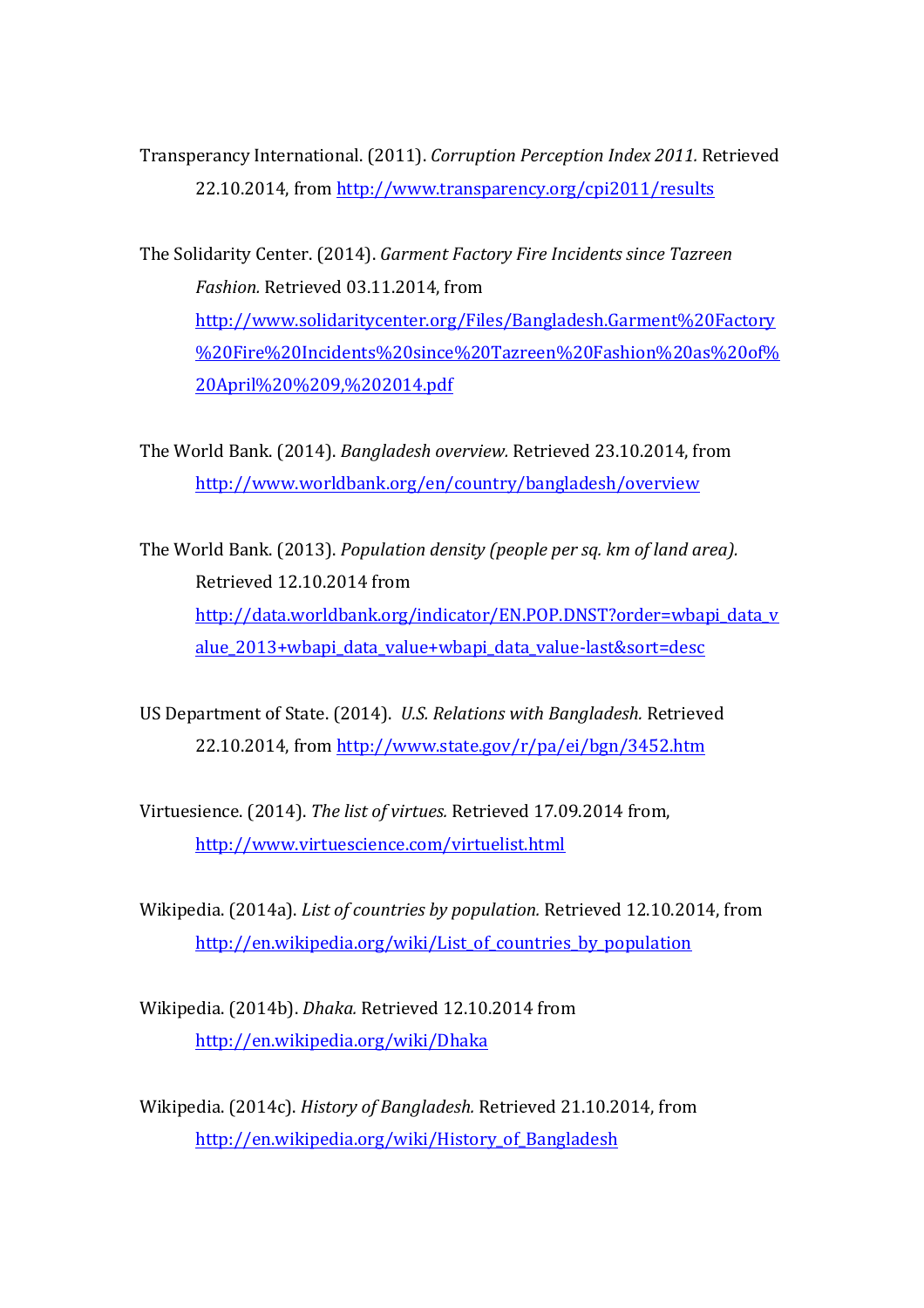Transperancy International. (2011). *Corruption Perception Index 2011.* Retrieved 22.10.2014, from http://www.transparency.org/cpi2011/results

The Solidarity Center. (2014). *Garment Factory Fire Incidents since Tazreen Fashion.* Retrieved 03.11.2014, from http://www.solidaritycenter.org/Files/Bangladesh.Garment%20Factory%20Fire%20Incidents%20since%20Tazreen%20Fashion%20as%20of%20April%20%209,%202014.pdf

The World Bank. (2014). *Bangladesh overview.* Retrieved 23.10.2014, from http://www.worldbank.org/en/country/bangladesh/overview

The World Bank. (2013). *Population density (people per sq. km of land area).* Retrieved 12.10.2014 from http://data.worldbank.org/indicator/EN.POP.DNST?order=wbapi_data_value_2013+wbapi_data_value+wbapi_data_value-last&sort=desc

US Department of State. (2014). *U.S. Relations with Bangladesh.* Retrieved 22.10.2014, from http://www.state.gov/r/pa/ei/bgn/3452.htm

Virtuesience. (2014). *The list of virtues.* Retrieved 17.09.2014 from, http://www.virtuescience.com/virtuelist.html

Wikipedia. (2014a). *List of countries by population.* Retrieved 12.10.2014, from http://en.wikipedia.org/wiki/List_of_countries_by_population

Wikipedia. (2014b). *Dhaka.* Retrieved 12.10.2014 from http://en.wikipedia.org/wiki/Dhaka

Wikipedia. (2014c). *History of Bangladesh.* Retrieved 21.10.2014, from http://en.wikipedia.org/wiki/History_of_Bangladesh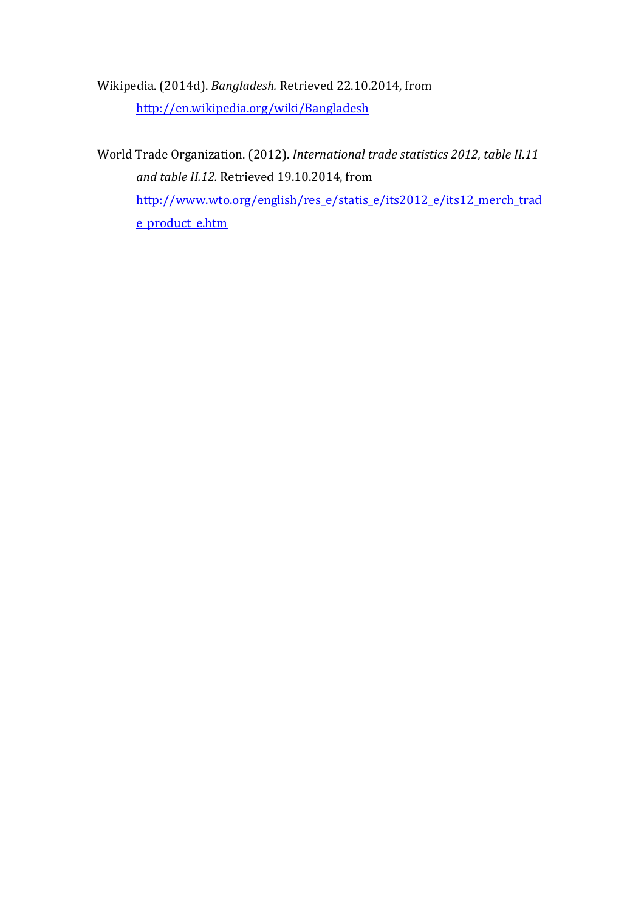Wikipedia. (2014d). *Bangladesh.* Retrieved 22.10.2014, from http://en.wikipedia.org/wiki/Bangladesh

World Trade Organization. (2012). *International trade statistics 2012, table II.11 and table II.12.* Retrieved 19.10.2014, from http://www.wto.org/english/res_e/statis_e/its2012_e/its12_merch_trade_product_e.htm